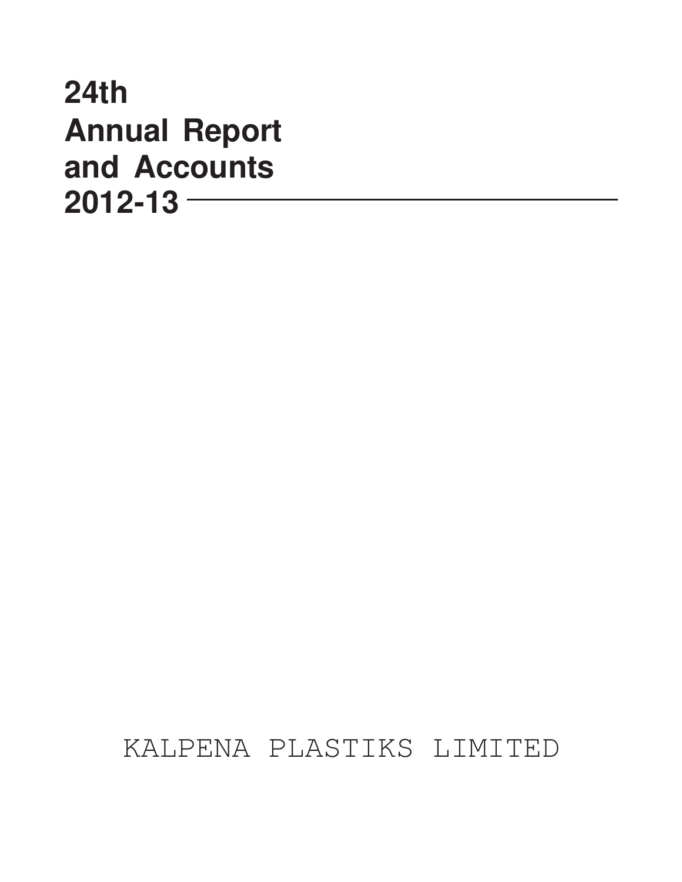# 24th Annual Report and Accounts 2012-13

KALPENA PLASTIKS LIMITED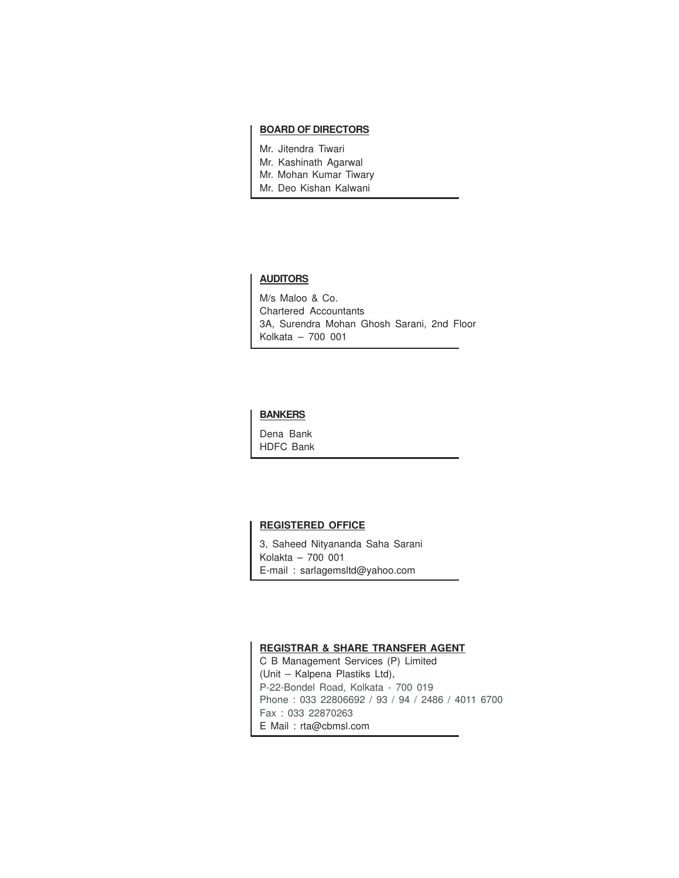## BOARD OF DIRECTORS

Mr. Jitendra Tiwari
Mr. Kashinath Agarwal
Mr. Mohan Kumar Tiwary
Mr. Deo Kishan Kalwani

## AUDITORS

M/s Maloo & Co.
Chartered Accountants
3A, Surendra Mohan Ghosh Sarani, 2nd Floor
Kolkata – 700 001

## BANKERS

Dena Bank
HDFC Bank

## REGISTERED OFFICE

3, Saheed Nityananda Saha Sarani
Kolakta – 700 001
E-mail : sarlagemsltd@yahoo.com

## REGISTRAR & SHARE TRANSFER AGENT

C B Management Services (P) Limited
(Unit – Kalpena Plastiks Ltd),
P-22-Bondel Road, Kolkata - 700 019
Phone : 033 22806692 / 93 / 94 / 2486 / 4011 6700
Fax : 033 22870263
E Mail : rta@cbmsl.com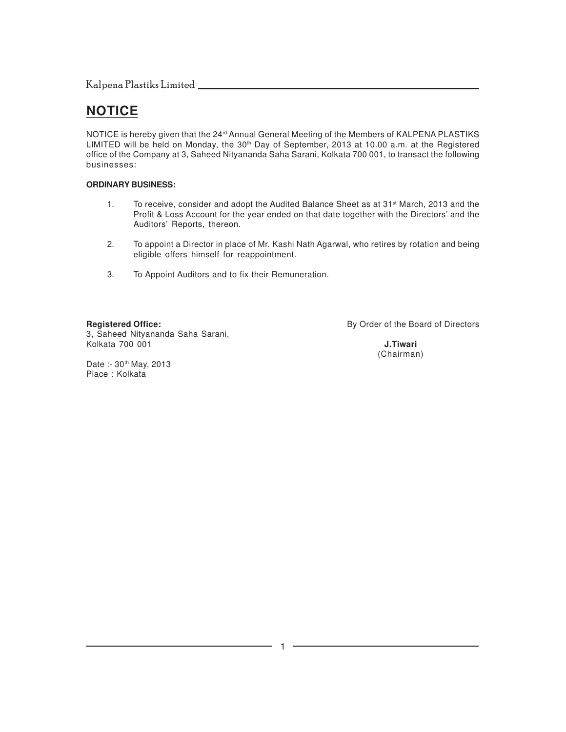# NOTICE

NOTICE is hereby given that the 24rd Annual General Meeting of the Members of KALPENA PLASTIKS LIMITED will be held on Monday, the 30th Day of September, 2013 at 10.00 a.m. at the Registered office of the Company at 3, Saheed Nityananda Saha Sarani, Kolkata 700 001, to transact the following businesses:

**ORDINARY BUSINESS:**

1. To receive, consider and adopt the Audited Balance Sheet as at 31st March, 2013 and the Profit & Loss Account for the year ended on that date together with the Directors' and the Auditors' Reports, thereon.

2. To appoint a Director in place of Mr. Kashi Nath Agarwal, who retires by rotation and being eligible offers himself for reappointment.

3. To Appoint Auditors and to fix their Remuneration.

**Registered Office:**
3, Saheed Nityananda Saha Sarani,
Kolkata 700 001

By Order of the Board of Directors

**J.Tiwari**
(Chairman)

Date :- 30th May, 2013
Place : Kolkata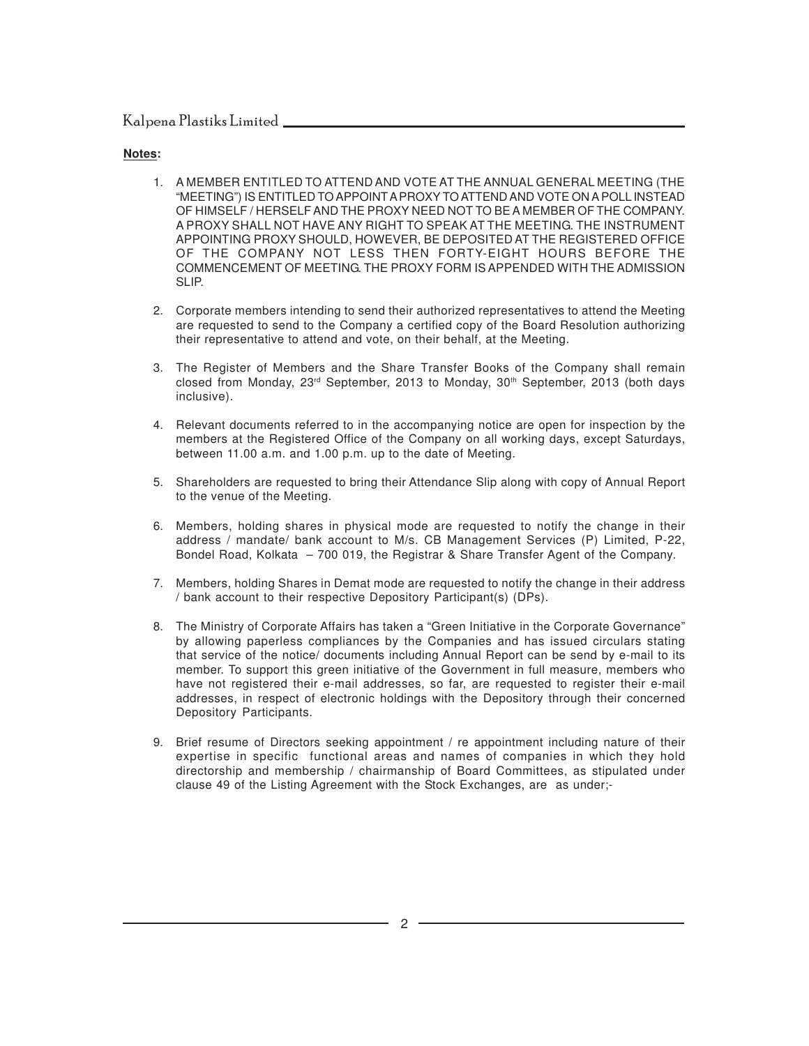**Notes:**

1. A MEMBER ENTITLED TO ATTEND AND VOTE AT THE ANNUAL GENERAL MEETING (THE "MEETING") IS ENTITLED TO APPOINT A PROXY TO ATTEND AND VOTE ON A POLL INSTEAD OF HIMSELF / HERSELF AND THE PROXY NEED NOT TO BE A MEMBER OF THE COMPANY. A PROXY SHALL NOT HAVE ANY RIGHT TO SPEAK AT THE MEETING. THE INSTRUMENT APPOINTING PROXY SHOULD, HOWEVER, BE DEPOSITED AT THE REGISTERED OFFICE OF THE COMPANY NOT LESS THEN FORTY-EIGHT HOURS BEFORE THE COMMENCEMENT OF MEETING. THE PROXY FORM IS APPENDED WITH THE ADMISSION SLIP.

2. Corporate members intending to send their authorized representatives to attend the Meeting are requested to send to the Company a certified copy of the Board Resolution authorizing their representative to attend and vote, on their behalf, at the Meeting.

3. The Register of Members and the Share Transfer Books of the Company shall remain closed from Monday, 23rd September, 2013 to Monday, 30th September, 2013 (both days inclusive).

4. Relevant documents referred to in the accompanying notice are open for inspection by the members at the Registered Office of the Company on all working days, except Saturdays, between 11.00 a.m. and 1.00 p.m. up to the date of Meeting.

5. Shareholders are requested to bring their Attendance Slip along with copy of Annual Report to the venue of the Meeting.

6. Members, holding shares in physical mode are requested to notify the change in their address / mandate/ bank account to M/s. CB Management Services (P) Limited, P-22, Bondel Road, Kolkata – 700 019, the Registrar & Share Transfer Agent of the Company.

7. Members, holding Shares in Demat mode are requested to notify the change in their address / bank account to their respective Depository Participant(s) (DPs).

8. The Ministry of Corporate Affairs has taken a "Green Initiative in the Corporate Governance" by allowing paperless compliances by the Companies and has issued circulars stating that service of the notice/ documents including Annual Report can be send by e-mail to its member. To support this green initiative of the Government in full measure, members who have not registered their e-mail addresses, so far, are requested to register their e-mail addresses, in respect of electronic holdings with the Depository through their concerned Depository Participants.

9. Brief resume of Directors seeking appointment / re appointment including nature of their expertise in specific functional areas and names of companies in which they hold directorship and membership / chairmanship of Board Committees, as stipulated under clause 49 of the Listing Agreement with the Stock Exchanges, are as under;-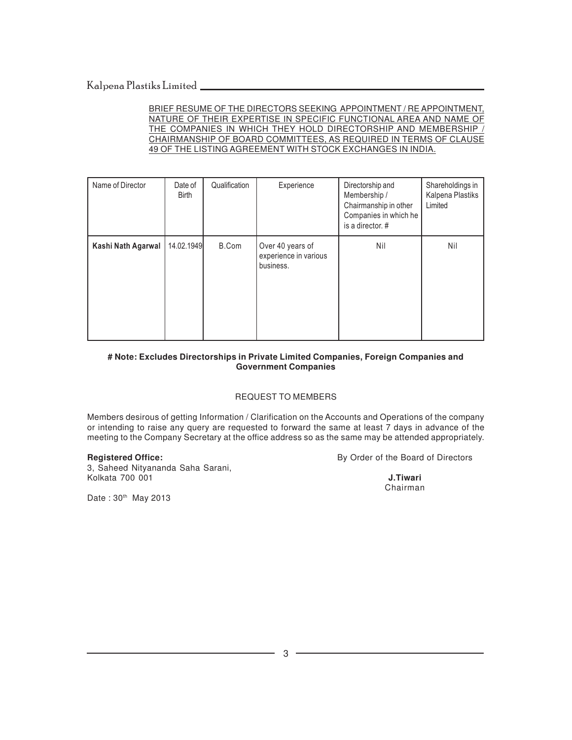## BRIEF RESUME OF THE DIRECTORS SEEKING APPOINTMENT / RE APPOINTMENT, NATURE OF THEIR EXPERTISE IN SPECIFIC FUNCTIONAL AREA AND NAME OF THE COMPANIES IN WHICH THEY HOLD DIRECTORSHIP AND MEMBERSHIP / CHAIRMANSHIP OF BOARD COMMITTEES, AS REQUIRED IN TERMS OF CLAUSE 49 OF THE LISTING AGREEMENT WITH STOCK EXCHANGES IN INDIA.

| Name of Director | Date of Birth | Qualification | Experience | Directorship and Membership / Chairmanship in other Companies in which he is a director. # | Shareholdings in Kalpena Plastiks Limited |
|---|---|---|---|---|---|
| **Kashi Nath Agarwal** | 14.02.1949 | B.Com | Over 40 years of experience in various business. | Nil | Nil |

**# Note: Excludes Directorships in Private Limited Companies, Foreign Companies and Government Companies**

### REQUEST TO MEMBERS

Members desirous of getting Information / Clarification on the Accounts and Operations of the company or intending to raise any query are requested to forward the same at least 7 days in advance of the meeting to the Company Secretary at the office address so as the same may be attended appropriately.

**Registered Office:**
3, Saheed Nityananda Saha Sarani,
Kolkata 700 001

Date : 30th May 2013

By Order of the Board of Directors

**J.Tiwari**
Chairman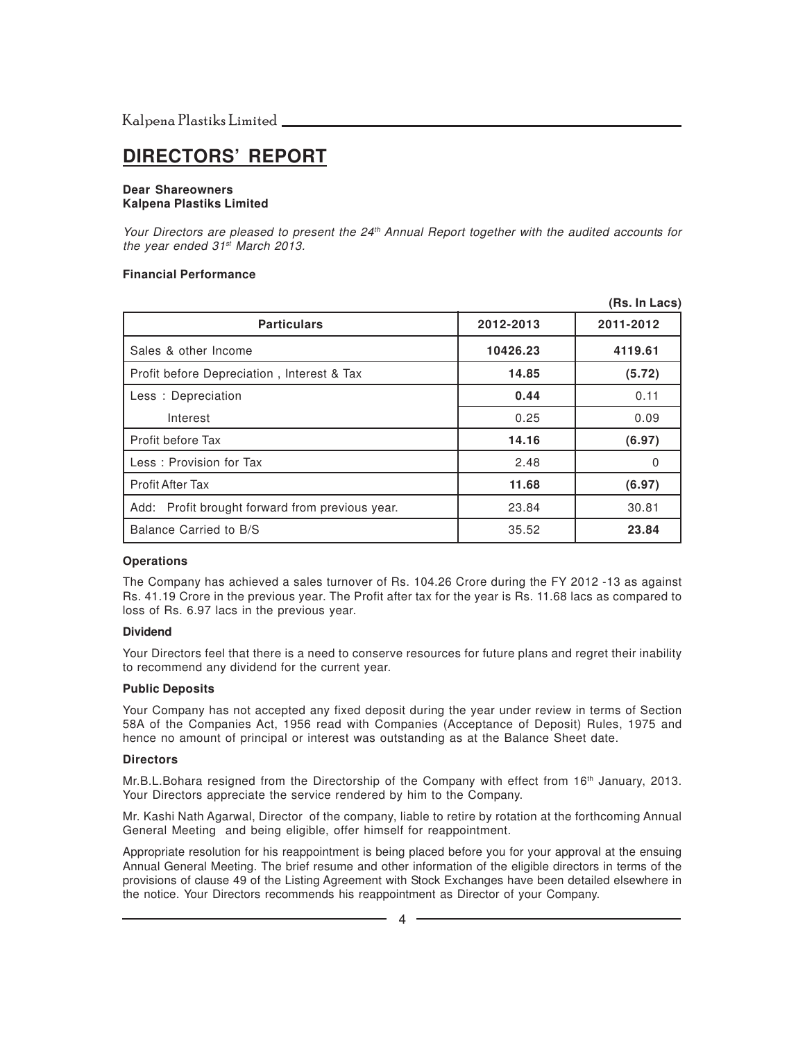# DIRECTORS' REPORT

**Dear Shareowners**
**Kalpena Plastiks Limited**

*Your Directors are pleased to present the 24th Annual Report together with the audited accounts for the year ended 31st March 2013.*

**Financial Performance**

(Rs. In Lacs)

| Particulars | 2012-2013 | 2011-2012 |
|---|---|---|
| Sales & other Income | **10426.23** | **4119.61** |
| Profit before Depreciation , Interest & Tax | **14.85** | **(5.72)** |
| Less : Depreciation | **0.44** | 0.11 |
| Interest | 0.25 | 0.09 |
| Profit before Tax | **14.16** | **(6.97)** |
| Less : Provision for Tax | 2.48 | 0 |
| Profit After Tax | **11.68** | **(6.97)** |
| Add: Profit brought forward from previous year. | 23.84 | 30.81 |
| Balance Carried to B/S | 35.52 | **23.84** |

**Operations**

The Company has achieved a sales turnover of Rs. 104.26 Crore during the FY 2012 -13 as against Rs. 41.19 Crore in the previous year. The Profit after tax for the year is Rs. 11.68 lacs as compared to loss of Rs. 6.97 lacs in the previous year.

**Dividend**

Your Directors feel that there is a need to conserve resources for future plans and regret their inability to recommend any dividend for the current year.

**Public Deposits**

Your Company has not accepted any fixed deposit during the year under review in terms of Section 58A of the Companies Act, 1956 read with Companies (Acceptance of Deposit) Rules, 1975 and hence no amount of principal or interest was outstanding as at the Balance Sheet date.

**Directors**

Mr.B.L.Bohara resigned from the Directorship of the Company with effect from 16th January, 2013. Your Directors appreciate the service rendered by him to the Company.

Mr. Kashi Nath Agarwal, Director of the company, liable to retire by rotation at the forthcoming Annual General Meeting and being eligible, offer himself for reappointment.

Appropriate resolution for his reappointment is being placed before you for your approval at the ensuing Annual General Meeting. The brief resume and other information of the eligible directors in terms of the provisions of clause 49 of the Listing Agreement with Stock Exchanges have been detailed elsewhere in the notice. Your Directors recommends his reappointment as Director of your Company.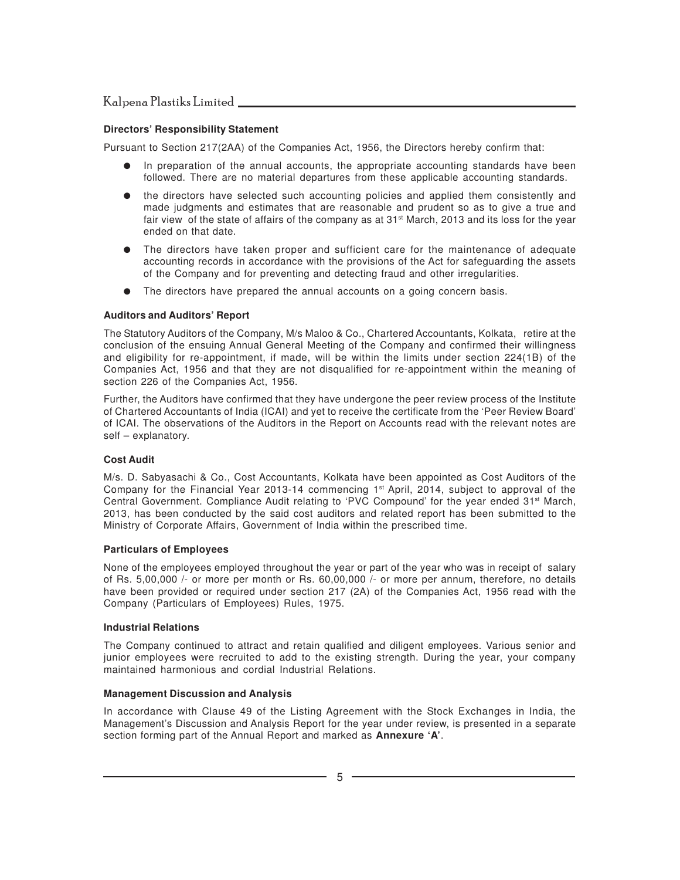**Directors' Responsibility Statement**

Pursuant to Section 217(2AA) of the Companies Act, 1956, the Directors hereby confirm that:

- In preparation of the annual accounts, the appropriate accounting standards have been followed. There are no material departures from these applicable accounting standards.
- the directors have selected such accounting policies and applied them consistently and made judgments and estimates that are reasonable and prudent so as to give a true and fair view of the state of affairs of the company as at 31st March, 2013 and its loss for the year ended on that date.
- The directors have taken proper and sufficient care for the maintenance of adequate accounting records in accordance with the provisions of the Act for safeguarding the assets of the Company and for preventing and detecting fraud and other irregularities.
- The directors have prepared the annual accounts on a going concern basis.

**Auditors and Auditors' Report**

The Statutory Auditors of the Company, M/s Maloo & Co., Chartered Accountants, Kolkata, retire at the conclusion of the ensuing Annual General Meeting of the Company and confirmed their willingness and eligibility for re-appointment, if made, will be within the limits under section 224(1B) of the Companies Act, 1956 and that they are not disqualified for re-appointment within the meaning of section 226 of the Companies Act, 1956.

Further, the Auditors have confirmed that they have undergone the peer review process of the Institute of Chartered Accountants of India (ICAI) and yet to receive the certificate from the 'Peer Review Board' of ICAI. The observations of the Auditors in the Report on Accounts read with the relevant notes are self – explanatory.

**Cost Audit**

M/s. D. Sabyasachi & Co., Cost Accountants, Kolkata have been appointed as Cost Auditors of the Company for the Financial Year 2013-14 commencing 1st April, 2014, subject to approval of the Central Government. Compliance Audit relating to 'PVC Compound' for the year ended 31st March, 2013, has been conducted by the said cost auditors and related report has been submitted to the Ministry of Corporate Affairs, Government of India within the prescribed time.

**Particulars of Employees**

None of the employees employed throughout the year or part of the year who was in receipt of salary of Rs. 5,00,000 /- or more per month or Rs. 60,00,000 /- or more per annum, therefore, no details have been provided or required under section 217 (2A) of the Companies Act, 1956 read with the Company (Particulars of Employees) Rules, 1975.

**Industrial Relations**

The Company continued to attract and retain qualified and diligent employees. Various senior and junior employees were recruited to add to the existing strength. During the year, your company maintained harmonious and cordial Industrial Relations.

**Management Discussion and Analysis**

In accordance with Clause 49 of the Listing Agreement with the Stock Exchanges in India, the Management's Discussion and Analysis Report for the year under review, is presented in a separate section forming part of the Annual Report and marked as **Annexure 'A'**.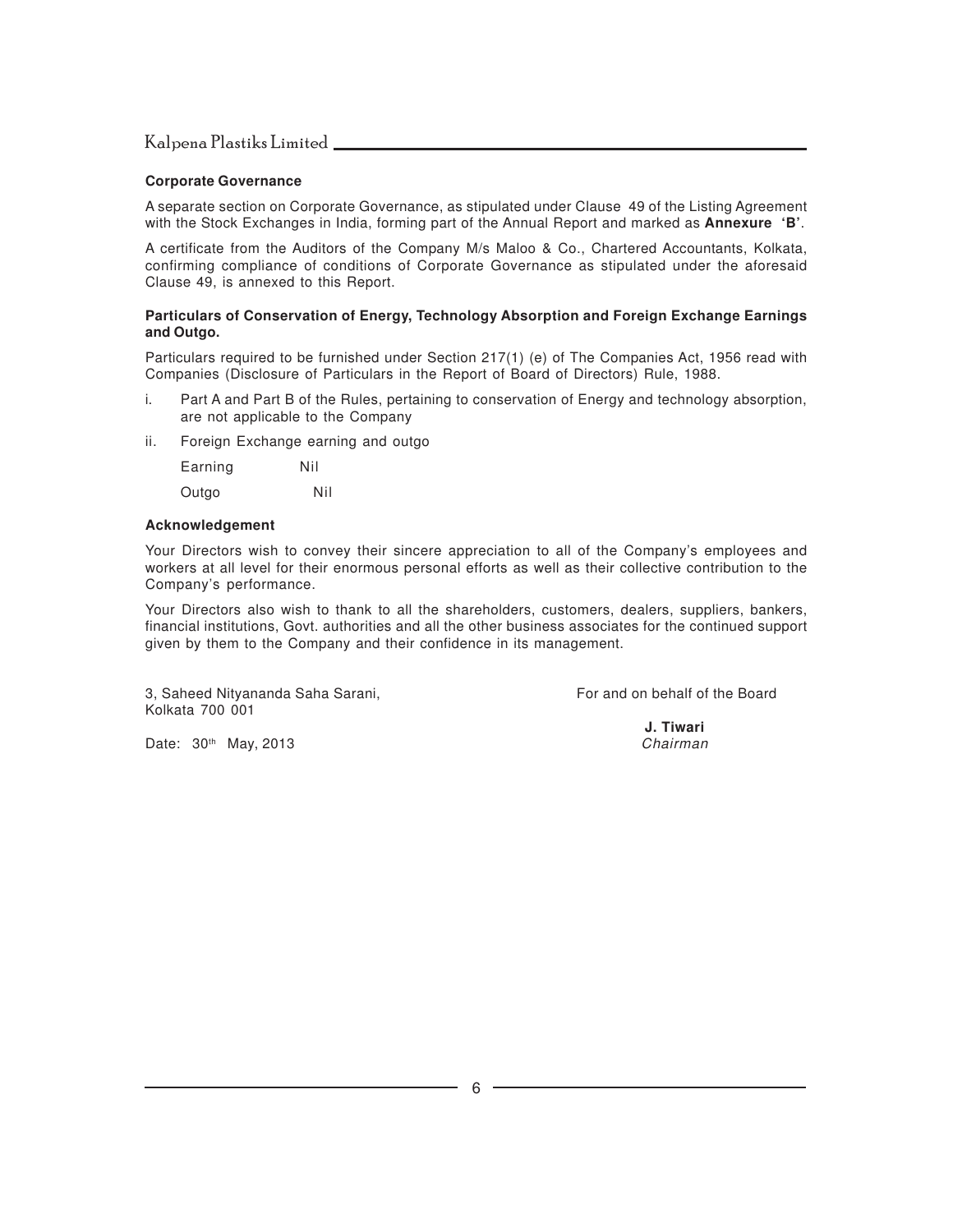### Corporate Governance

A separate section on Corporate Governance, as stipulated under Clause 49 of the Listing Agreement with the Stock Exchanges in India, forming part of the Annual Report and marked as **Annexure 'B'**.

A certificate from the Auditors of the Company M/s Maloo & Co., Chartered Accountants, Kolkata, confirming compliance of conditions of Corporate Governance as stipulated under the aforesaid Clause 49, is annexed to this Report.

### Particulars of Conservation of Energy, Technology Absorption and Foreign Exchange Earnings and Outgo.

Particulars required to be furnished under Section 217(1) (e) of The Companies Act, 1956 read with Companies (Disclosure of Particulars in the Report of Board of Directors) Rule, 1988.

i. Part A and Part B of the Rules, pertaining to conservation of Energy and technology absorption, are not applicable to the Company

ii. Foreign Exchange earning and outgo

| | |
|---|---|
| Earning | Nil |
| Outgo | Nil |

### Acknowledgement

Your Directors wish to convey their sincere appreciation to all of the Company's employees and workers at all level for their enormous personal efforts as well as their collective contribution to the Company's performance.

Your Directors also wish to thank to all the shareholders, customers, dealers, suppliers, bankers, financial institutions, Govt. authorities and all the other business associates for the continued support given by them to the Company and their confidence in its management.

3, Saheed Nityananda Saha Sarani,
Kolkata 700 001

Date: 30th May, 2013

For and on behalf of the Board

**J. Tiwari**
*Chairman*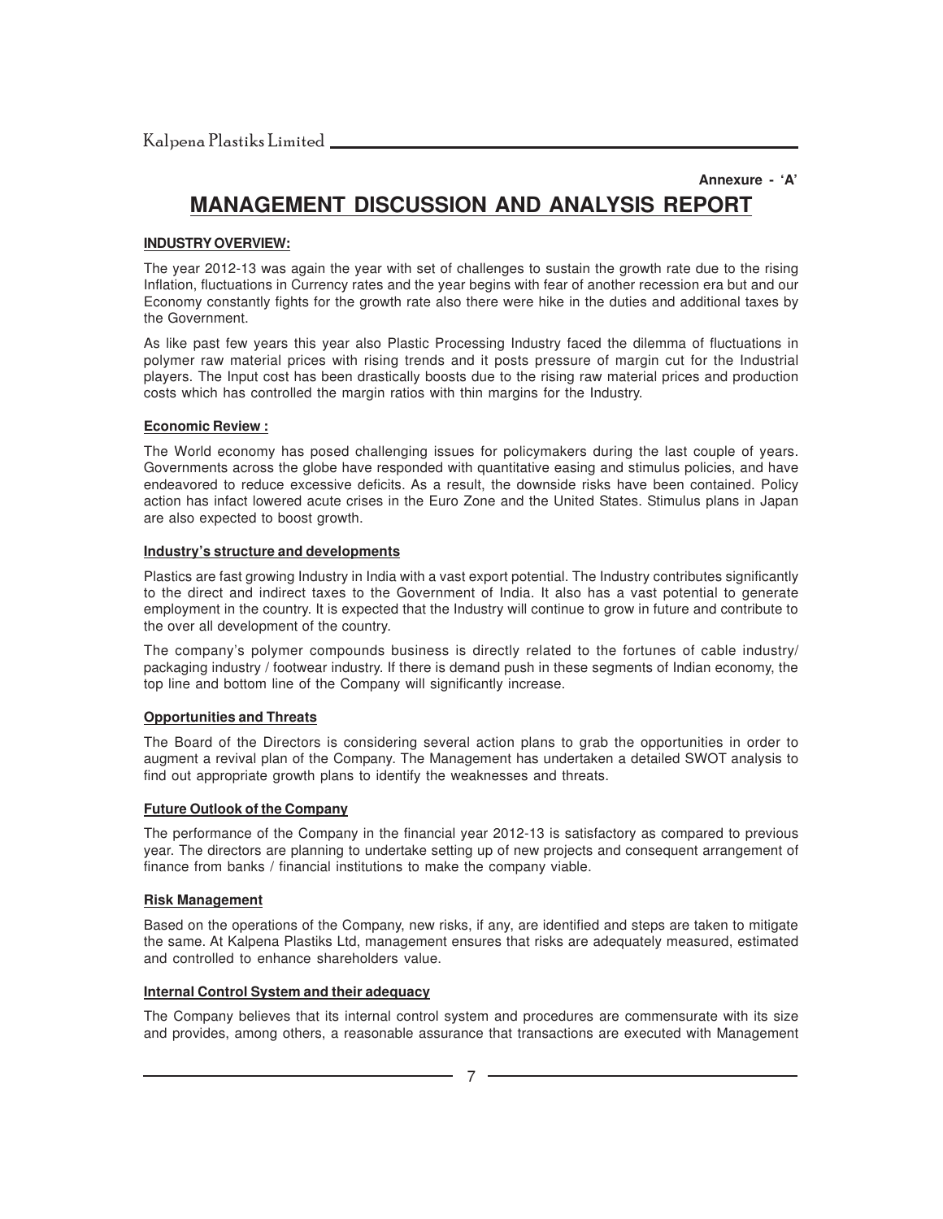Annexure - 'A'

# MANAGEMENT DISCUSSION AND ANALYSIS REPORT

**INDUSTRY OVERVIEW:**

The year 2012-13 was again the year with set of challenges to sustain the growth rate due to the rising Inflation, fluctuations in Currency rates and the year begins with fear of another recession era but and our Economy constantly fights for the growth rate also there were hike in the duties and additional taxes by the Government.

As like past few years this year also Plastic Processing Industry faced the dilemma of fluctuations in polymer raw material prices with rising trends and it posts pressure of margin cut for the Industrial players. The Input cost has been drastically boosts due to the rising raw material prices and production costs which has controlled the margin ratios with thin margins for the Industry.

**Economic Review :**

The World economy has posed challenging issues for policymakers during the last couple of years. Governments across the globe have responded with quantitative easing and stimulus policies, and have endeavored to reduce excessive deficits. As a result, the downside risks have been contained. Policy action has infact lowered acute crises in the Euro Zone and the United States. Stimulus plans in Japan are also expected to boost growth.

**Industry's structure and developments**

Plastics are fast growing Industry in India with a vast export potential. The Industry contributes significantly to the direct and indirect taxes to the Government of India. It also has a vast potential to generate employment in the country. It is expected that the Industry will continue to grow in future and contribute to the over all development of the country.

The company's polymer compounds business is directly related to the fortunes of cable industry/ packaging industry / footwear industry. If there is demand push in these segments of Indian economy, the top line and bottom line of the Company will significantly increase.

**Opportunities and Threats**

The Board of the Directors is considering several action plans to grab the opportunities in order to augment a revival plan of the Company. The Management has undertaken a detailed SWOT analysis to find out appropriate growth plans to identify the weaknesses and threats.

**Future Outlook of the Company**

The performance of the Company in the financial year 2012-13 is satisfactory as compared to previous year. The directors are planning to undertake setting up of new projects and consequent arrangement of finance from banks / financial institutions to make the company viable.

**Risk Management**

Based on the operations of the Company, new risks, if any, are identified and steps are taken to mitigate the same. At Kalpena Plastiks Ltd, management ensures that risks are adequately measured, estimated and controlled to enhance shareholders value.

**Internal Control System and their adequacy**

The Company believes that its internal control system and procedures are commensurate with its size and provides, among others, a reasonable assurance that transactions are executed with Management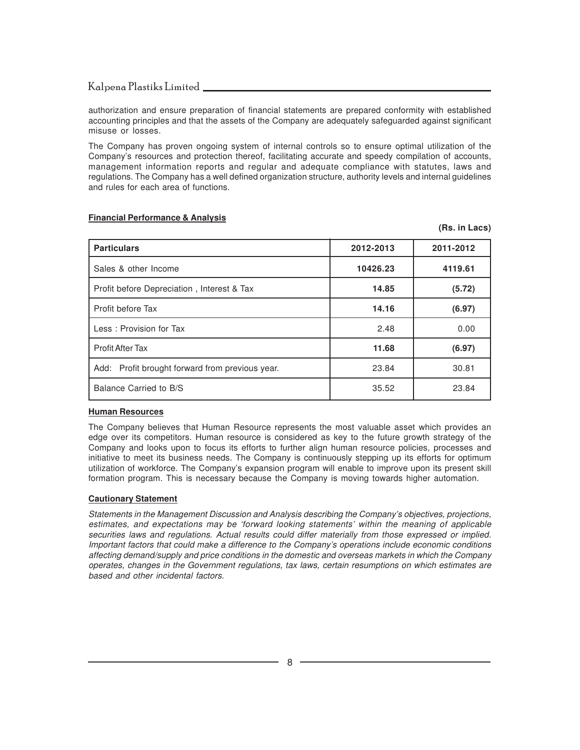authorization and ensure preparation of financial statements are prepared conformity with established accounting principles and that the assets of the Company are adequately safeguarded against significant misuse or losses.

The Company has proven ongoing system of internal controls so to ensure optimal utilization of the Company's resources and protection thereof, facilitating accurate and speedy compilation of accounts, management information reports and regular and adequate compliance with statutes, laws and regulations. The Company has a well defined organization structure, authority levels and internal guidelines and rules for each area of functions.

**Financial Performance & Analysis**

**(Rs. in Lacs)**

| **Particulars** | **2012-2013** | **2011-2012** |
|---|---|---|
| Sales & other Income | **10426.23** | **4119.61** |
| Profit before Depreciation , Interest & Tax | **14.85** | **(5.72)** |
| Profit before Tax | **14.16** | **(6.97)** |
| Less : Provision for Tax | 2.48 | 0.00 |
| Profit After Tax | **11.68** | **(6.97)** |
| Add: Profit brought forward from previous year. | 23.84 | 30.81 |
| Balance Carried to B/S | 35.52 | 23.84 |

**Human Resources**

The Company believes that Human Resource represents the most valuable asset which provides an edge over its competitors. Human resource is considered as key to the future growth strategy of the Company and looks upon to focus its efforts to further align human resource policies, processes and initiative to meet its business needs. The Company is continuously stepping up its efforts for optimum utilization of workforce. The Company's expansion program will enable to improve upon its present skill formation program. This is necessary because the Company is moving towards higher automation.

**Cautionary Statement**

*Statements in the Management Discussion and Analysis describing the Company's objectives, projections, estimates, and expectations may be 'forward looking statements' within the meaning of applicable securities laws and regulations. Actual results could differ materially from those expressed or implied. Important factors that could make a difference to the Company's operations include economic conditions affecting demand/supply and price conditions in the domestic and overseas markets in which the Company operates, changes in the Government regulations, tax laws, certain resumptions on which estimates are based and other incidental factors.*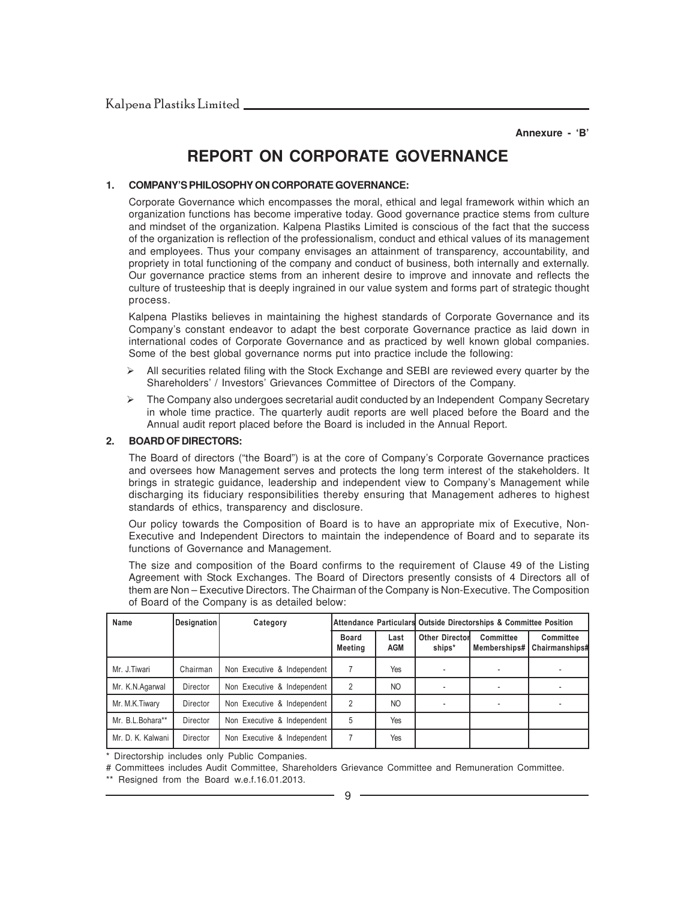Annexure - 'B'

# REPORT ON CORPORATE GOVERNANCE

## 1. COMPANY'S PHILOSOPHY ON CORPORATE GOVERNANCE:

Corporate Governance which encompasses the moral, ethical and legal framework within which an organization functions has become imperative today. Good governance practice stems from culture and mindset of the organization. Kalpena Plastiks Limited is conscious of the fact that the success of the organization is reflection of the professionalism, conduct and ethical values of its management and employees. Thus your company envisages an attainment of transparency, accountability, and propriety in total functioning of the company and conduct of business, both internally and externally. Our governance practice stems from an inherent desire to improve and innovate and reflects the culture of trusteeship that is deeply ingrained in our value system and forms part of strategic thought process.

Kalpena Plastiks believes in maintaining the highest standards of Corporate Governance and its Company's constant endeavor to adapt the best corporate Governance practice as laid down in international codes of Corporate Governance and as practiced by well known global companies. Some of the best global governance norms put into practice include the following:

- All securities related filing with the Stock Exchange and SEBI are reviewed every quarter by the Shareholders' / Investors' Grievances Committee of Directors of the Company.
- The Company also undergoes secretarial audit conducted by an Independent Company Secretary in whole time practice. The quarterly audit reports are well placed before the Board and the Annual audit report placed before the Board is included in the Annual Report.

## 2. BOARD OF DIRECTORS:

The Board of directors ("the Board") is at the core of Company's Corporate Governance practices and oversees how Management serves and protects the long term interest of the stakeholders. It brings in strategic guidance, leadership and independent view to Company's Management while discharging its fiduciary responsibilities thereby ensuring that Management adheres to highest standards of ethics, transparency and disclosure.

Our policy towards the Composition of Board is to have an appropriate mix of Executive, Non-Executive and Independent Directors to maintain the independence of Board and to separate its functions of Governance and Management.

The size and composition of the Board confirms to the requirement of Clause 49 of the Listing Agreement with Stock Exchanges. The Board of Directors presently consists of 4 Directors all of them are Non – Executive Directors. The Chairman of the Company is Non-Executive. The Composition of Board of the Company is as detailed below:

| Name | Designation | Category | Attendance Particulars | | Outside Directorships & Committee Position | | |
|---|---|---|---|---|---|---|---|
| | | | Board Meeting | Last AGM | Other Directorships* | Committee Memberships# | Committee Chairmanships# |
| Mr. J.Tiwari | Chairman | Non Executive & Independent | 7 | Yes | - | - | - |
| Mr. K.N.Agarwal | Director | Non Executive & Independent | 2 | NO | - | - | - |
| Mr. M.K.Tiwary | Director | Non Executive & Independent | 2 | NO | - | - | - |
| Mr. B.L.Bohara** | Director | Non Executive & Independent | 5 | Yes | | | |
| Mr. D. K. Kalwani | Director | Non Executive & Independent | 7 | Yes | | | |

\* Directorship includes only Public Companies.

\# Committees includes Audit Committee, Shareholders Grievance Committee and Remuneration Committee.

\*\* Resigned from the Board w.e.f.16.01.2013.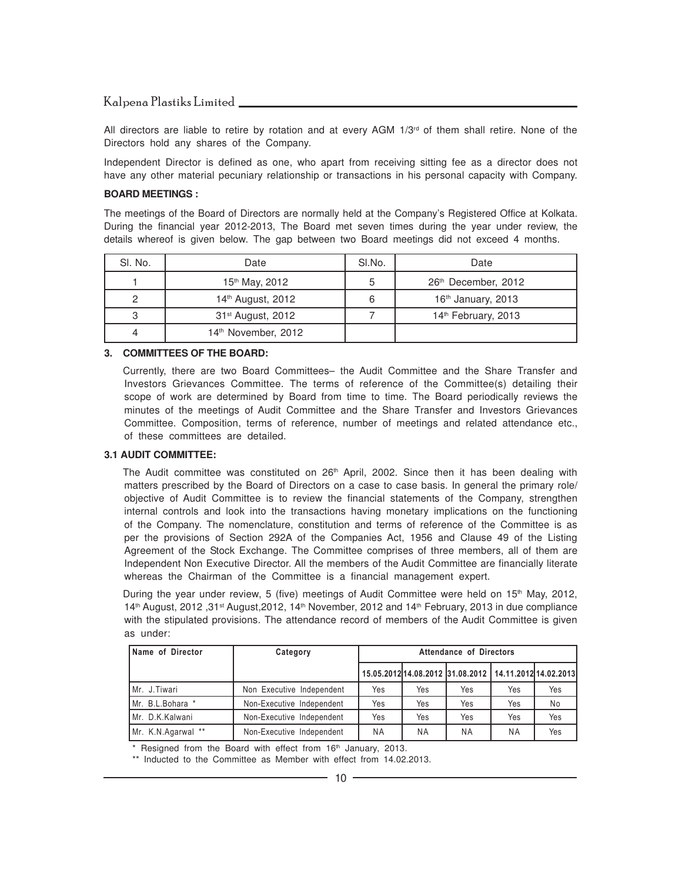All directors are liable to retire by rotation and at every AGM 1/3rd of them shall retire. None of the Directors hold any shares of the Company.

Independent Director is defined as one, who apart from receiving sitting fee as a director does not have any other material pecuniary relationship or transactions in his personal capacity with Company.

**BOARD MEETINGS :**

The meetings of the Board of Directors are normally held at the Company's Registered Office at Kolkata. During the financial year 2012-2013, The Board met seven times during the year under review, the details whereof is given below. The gap between two Board meetings did not exceed 4 months.

| Sl. No. | Date | Sl.No. | Date |
|---|---|---|---|
| 1 | 15th May, 2012 | 5 | 26th December, 2012 |
| 2 | 14th August, 2012 | 6 | 16th January, 2013 |
| 3 | 31st August, 2012 | 7 | 14th February, 2013 |
| 4 | 14th November, 2012 | | |

**3. COMMITTEES OF THE BOARD:**

Currently, there are two Board Committees– the Audit Committee and the Share Transfer and Investors Grievances Committee. The terms of reference of the Committee(s) detailing their scope of work are determined by Board from time to time. The Board periodically reviews the minutes of the meetings of Audit Committee and the Share Transfer and Investors Grievances Committee. Composition, terms of reference, number of meetings and related attendance etc., of these committees are detailed.

**3.1 AUDIT COMMITTEE:**

The Audit committee was constituted on 26th April, 2002. Since then it has been dealing with matters prescribed by the Board of Directors on a case to case basis. In general the primary role/ objective of Audit Committee is to review the financial statements of the Company, strengthen internal controls and look into the transactions having monetary implications on the functioning of the Company. The nomenclature, constitution and terms of reference of the Committee is as per the provisions of Section 292A of the Companies Act, 1956 and Clause 49 of the Listing Agreement of the Stock Exchange. The Committee comprises of three members, all of them are Independent Non Executive Director. All the members of the Audit Committee are financially literate whereas the Chairman of the Committee is a financial management expert.

During the year under review, 5 (five) meetings of Audit Committee were held on 15th May, 2012, 14th August, 2012 ,31st August,2012, 14th November, 2012 and 14th February, 2013 in due compliance with the stipulated provisions. The attendance record of members of the Audit Committee is given as under:

| Name of Director | Category | Attendance of Directors | | | | |
|---|---|---|---|---|---|---|
| | | 15.05.2012 | 14.08.2012 | 31.08.2012 | 14.11.2012 | 14.02.2013 |
| Mr. J.Tiwari | Non Executive Independent | Yes | Yes | Yes | Yes | Yes |
| Mr. B.L.Bohara * | Non-Executive Independent | Yes | Yes | Yes | Yes | No |
| Mr. D.K.Kalwani | Non-Executive Independent | Yes | Yes | Yes | Yes | Yes |
| Mr. K.N.Agarwal ** | Non-Executive Independent | NA | NA | NA | NA | Yes |

\* Resigned from the Board with effect from 16th January, 2013.

\*\* Inducted to the Committee as Member with effect from 14.02.2013.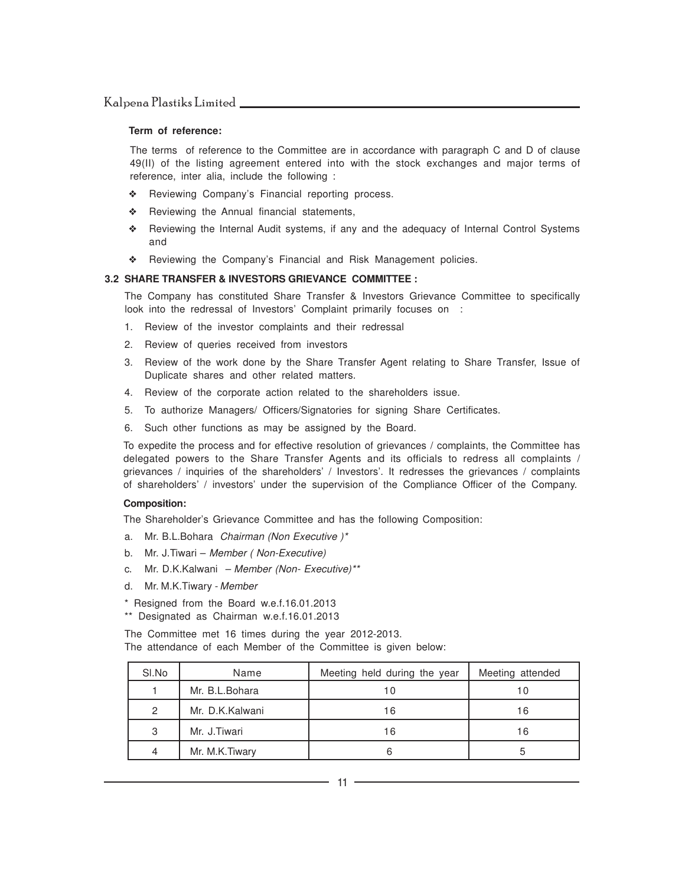**Term of reference:**

The terms of reference to the Committee are in accordance with paragraph C and D of clause 49(II) of the listing agreement entered into with the stock exchanges and major terms of reference, inter alia, include the following :

- Reviewing Company's Financial reporting process.
- Reviewing the Annual financial statements,
- Reviewing the Internal Audit systems, if any and the adequacy of Internal Control Systems and
- Reviewing the Company's Financial and Risk Management policies.

### 3.2 SHARE TRANSFER & INVESTORS GRIEVANCE COMMITTEE :

The Company has constituted Share Transfer & Investors Grievance Committee to specifically look into the redressal of Investors' Complaint primarily focuses on :

1. Review of the investor complaints and their redressal
2. Review of queries received from investors
3. Review of the work done by the Share Transfer Agent relating to Share Transfer, Issue of Duplicate shares and other related matters.
4. Review of the corporate action related to the shareholders issue.
5. To authorize Managers/ Officers/Signatories for signing Share Certificates.
6. Such other functions as may be assigned by the Board.

To expedite the process and for effective resolution of grievances / complaints, the Committee has delegated powers to the Share Transfer Agents and its officials to redress all complaints / grievances / inquiries of the shareholders' / Investors'. It redresses the grievances / complaints of shareholders' / investors' under the supervision of the Compliance Officer of the Company.

**Composition:**

The Shareholder's Grievance Committee and has the following Composition:

a. Mr. B.L.Bohara *Chairman (Non Executive )**

b. Mr. J.Tiwari – *Member ( Non-Executive)*

c. Mr. D.K.Kalwani – *Member (Non- Executive)***

d. Mr. M.K.Tiwary - *Member*

\* Resigned from the Board w.e.f.16.01.2013

\*\* Designated as Chairman w.e.f.16.01.2013

The Committee met 16 times during the year 2012-2013.

The attendance of each Member of the Committee is given below:

| Sl.No | Name | Meeting held during the year | Meeting attended |
|---|---|---|---|
| 1 | Mr. B.L.Bohara | 10 | 10 |
| 2 | Mr. D.K.Kalwani | 16 | 16 |
| 3 | Mr. J.Tiwari | 16 | 16 |
| 4 | Mr. M.K.Tiwary | 6 | 5 |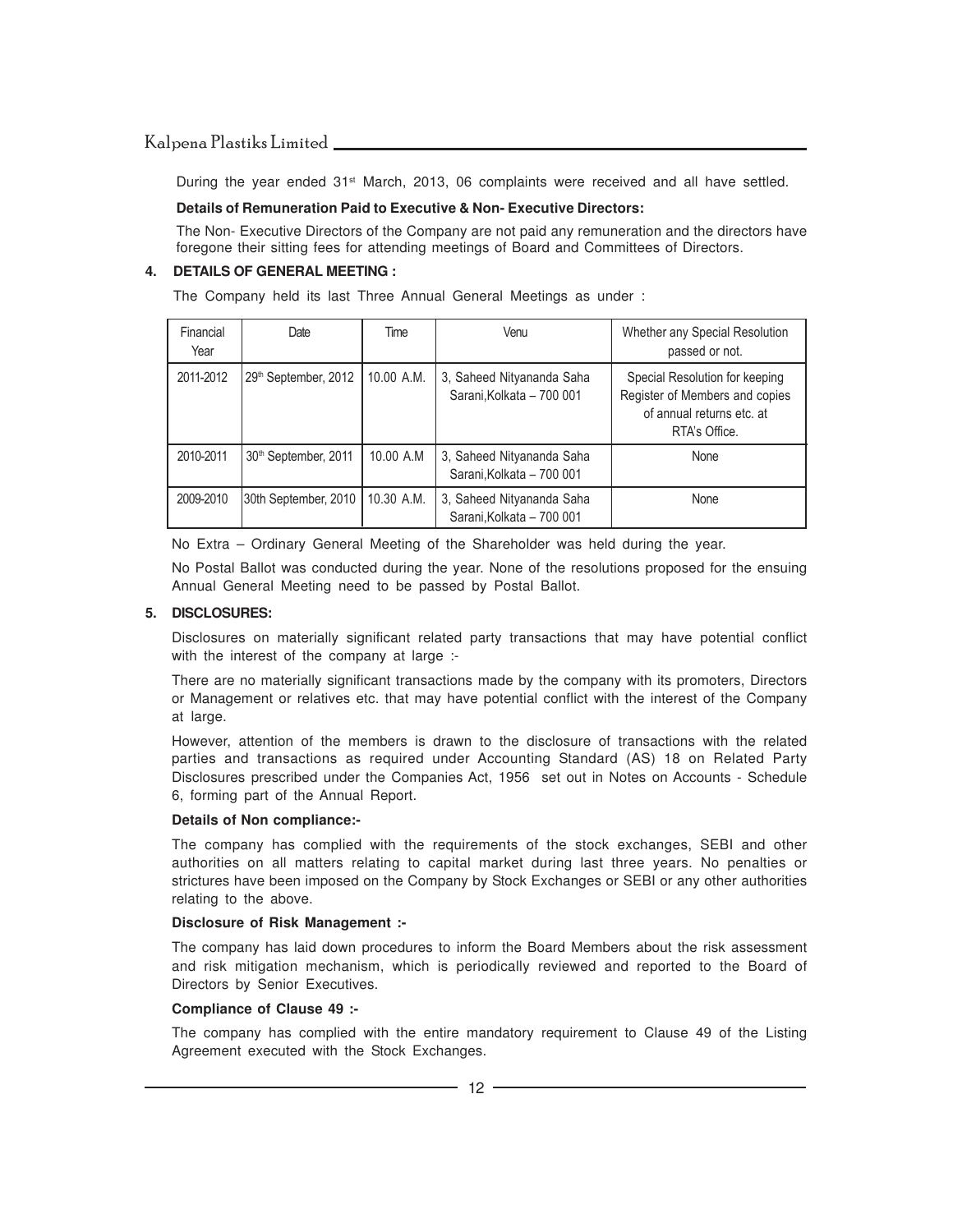During the year ended 31st March, 2013, 06 complaints were received and all have settled.

**Details of Remuneration Paid to Executive & Non- Executive Directors:**

The Non- Executive Directors of the Company are not paid any remuneration and the directors have foregone their sitting fees for attending meetings of Board and Committees of Directors.

## 4. DETAILS OF GENERAL MEETING :

The Company held its last Three Annual General Meetings as under :

| Financial Year | Date | Time | Venu | Whether any Special Resolution passed or not. |
|---|---|---|---|---|
| 2011-2012 | 29th September, 2012 | 10.00 A.M. | 3, Saheed Nityananda Saha Sarani,Kolkata – 700 001 | Special Resolution for keeping Register of Members and copies of annual returns etc. at RTA's Office. |
| 2010-2011 | 30th September, 2011 | 10.00 A.M | 3, Saheed Nityananda Saha Sarani,Kolkata – 700 001 | None |
| 2009-2010 | 30th September, 2010 | 10.30 A.M. | 3, Saheed Nityananda Saha Sarani,Kolkata – 700 001 | None |

No Extra – Ordinary General Meeting of the Shareholder was held during the year.

No Postal Ballot was conducted during the year. None of the resolutions proposed for the ensuing Annual General Meeting need to be passed by Postal Ballot.

## 5. DISCLOSURES:

Disclosures on materially significant related party transactions that may have potential conflict with the interest of the company at large :-

There are no materially significant transactions made by the company with its promoters, Directors or Management or relatives etc. that may have potential conflict with the interest of the Company at large.

However, attention of the members is drawn to the disclosure of transactions with the related parties and transactions as required under Accounting Standard (AS) 18 on Related Party Disclosures prescribed under the Companies Act, 1956 set out in Notes on Accounts - Schedule 6, forming part of the Annual Report.

**Details of Non compliance:-**

The company has complied with the requirements of the stock exchanges, SEBI and other authorities on all matters relating to capital market during last three years. No penalties or strictures have been imposed on the Company by Stock Exchanges or SEBI or any other authorities relating to the above.

**Disclosure of Risk Management :-**

The company has laid down procedures to inform the Board Members about the risk assessment and risk mitigation mechanism, which is periodically reviewed and reported to the Board of Directors by Senior Executives.

**Compliance of Clause 49 :-**

The company has complied with the entire mandatory requirement to Clause 49 of the Listing Agreement executed with the Stock Exchanges.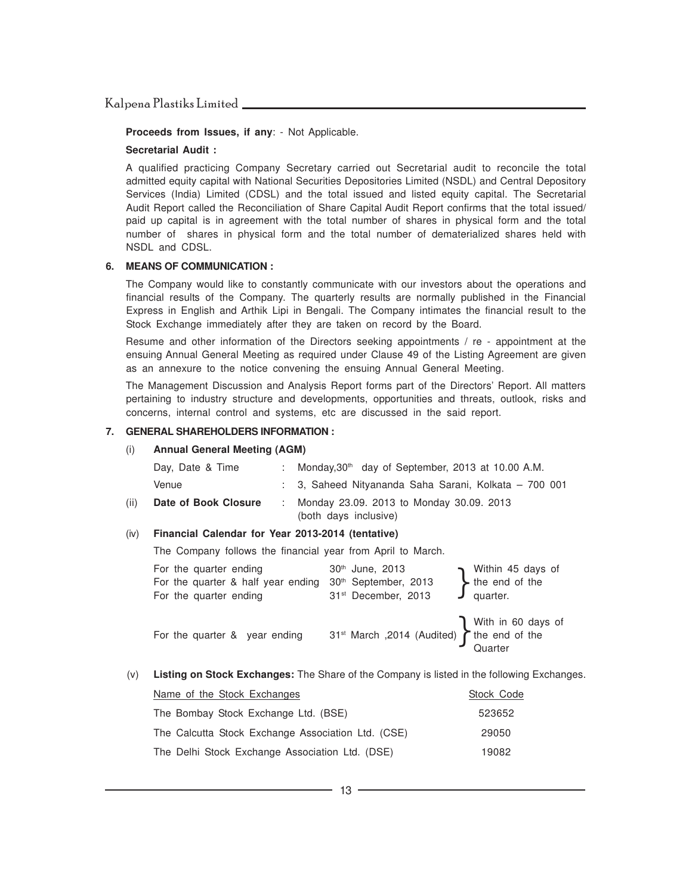**Proceeds from Issues, if any**: - Not Applicable.

**Secretarial Audit :**

A qualified practicing Company Secretary carried out Secretarial audit to reconcile the total admitted equity capital with National Securities Depositories Limited (NSDL) and Central Depository Services (India) Limited (CDSL) and the total issued and listed equity capital. The Secretarial Audit Report called the Reconciliation of Share Capital Audit Report confirms that the total issued/ paid up capital is in agreement with the total number of shares in physical form and the total number of shares in physical form and the total number of dematerialized shares held with NSDL and CDSL.

**6. MEANS OF COMMUNICATION :**

The Company would like to constantly communicate with our investors about the operations and financial results of the Company. The quarterly results are normally published in the Financial Express in English and Arthik Lipi in Bengali. The Company intimates the financial result to the Stock Exchange immediately after they are taken on record by the Board.

Resume and other information of the Directors seeking appointments / re - appointment at the ensuing Annual General Meeting as required under Clause 49 of the Listing Agreement are given as an annexure to the notice convening the ensuing Annual General Meeting.

The Management Discussion and Analysis Report forms part of the Directors' Report. All matters pertaining to industry structure and developments, opportunities and threats, outlook, risks and concerns, internal control and systems, etc are discussed in the said report.

**7. GENERAL SHAREHOLDERS INFORMATION :**

(i) **Annual General Meeting (AGM)**

Day, Date & Time : Monday,30th day of September, 2013 at 10.00 A.M.

Venue : 3, Saheed Nityananda Saha Sarani, Kolkata – 700 001

(ii) **Date of Book Closure** : Monday 23.09. 2013 to Monday 30.09. 2013 (both days inclusive)

(iv) **Financial Calendar for Year 2013-2014 (tentative)**

The Company follows the financial year from April to March.

| | | |
|---|---|---|
| For the quarter ending | 30th June, 2013 | Within 45 days of the end of the quarter. |
| For the quarter & half year ending | 30th September, 2013 | |
| For the quarter ending | 31st December, 2013 | |
| For the quarter & year ending | 31st March ,2014 (Audited) | With in 60 days of the end of the Quarter |

(v) **Listing on Stock Exchanges:** The Share of the Company is listed in the following Exchanges.

| Name of the Stock Exchanges | Stock Code |
|---|---|
| The Bombay Stock Exchange Ltd. (BSE) | 523652 |
| The Calcutta Stock Exchange Association Ltd. (CSE) | 29050 |
| The Delhi Stock Exchange Association Ltd. (DSE) | 19082 |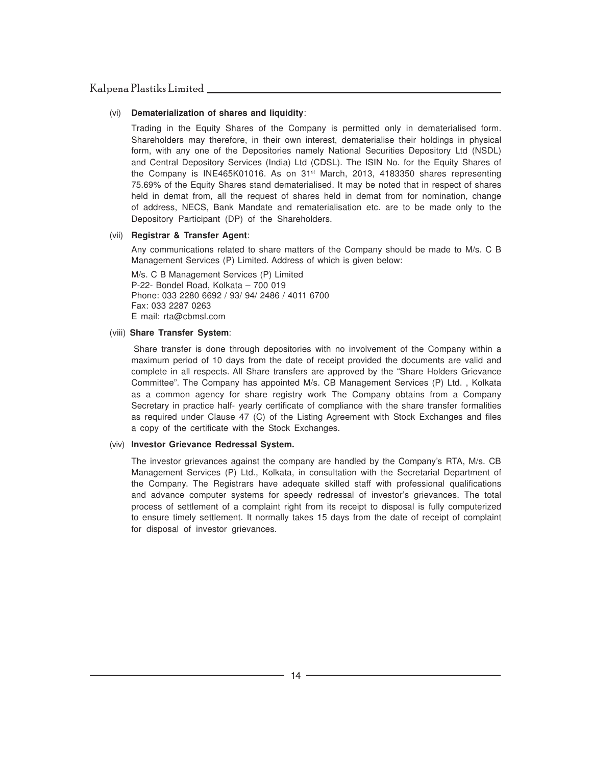(vi) **Dematerialization of shares and liquidity**:

Trading in the Equity Shares of the Company is permitted only in dematerialised form. Shareholders may therefore, in their own interest, dematerialise their holdings in physical form, with any one of the Depositories namely National Securities Depository Ltd (NSDL) and Central Depository Services (India) Ltd (CDSL). The ISIN No. for the Equity Shares of the Company is INE465K01016. As on 31st March, 2013, 4183350 shares representing 75.69% of the Equity Shares stand dematerialised. It may be noted that in respect of shares held in demat from, all the request of shares held in demat from for nomination, change of address, NECS, Bank Mandate and rematerialisation etc. are to be made only to the Depository Participant (DP) of the Shareholders.

(vii) **Registrar & Transfer Agent**:

Any communications related to share matters of the Company should be made to M/s. C B Management Services (P) Limited. Address of which is given below:

M/s. C B Management Services (P) Limited
P-22- Bondel Road, Kolkata – 700 019
Phone: 033 2280 6692 / 93/ 94/ 2486 / 4011 6700
Fax: 033 2287 0263
E mail: rta@cbmsl.com

(viii) **Share Transfer System**:

Share transfer is done through depositories with no involvement of the Company within a maximum period of 10 days from the date of receipt provided the documents are valid and complete in all respects. All Share transfers are approved by the "Share Holders Grievance Committee". The Company has appointed M/s. CB Management Services (P) Ltd. , Kolkata as a common agency for share registry work The Company obtains from a Company Secretary in practice half- yearly certificate of compliance with the share transfer formalities as required under Clause 47 (C) of the Listing Agreement with Stock Exchanges and files a copy of the certificate with the Stock Exchanges.

(viv) **Investor Grievance Redressal System.**

The investor grievances against the company are handled by the Company's RTA, M/s. CB Management Services (P) Ltd., Kolkata, in consultation with the Secretarial Department of the Company. The Registrars have adequate skilled staff with professional qualifications and advance computer systems for speedy redressal of investor's grievances. The total process of settlement of a complaint right from its receipt to disposal is fully computerized to ensure timely settlement. It normally takes 15 days from the date of receipt of complaint for disposal of investor grievances.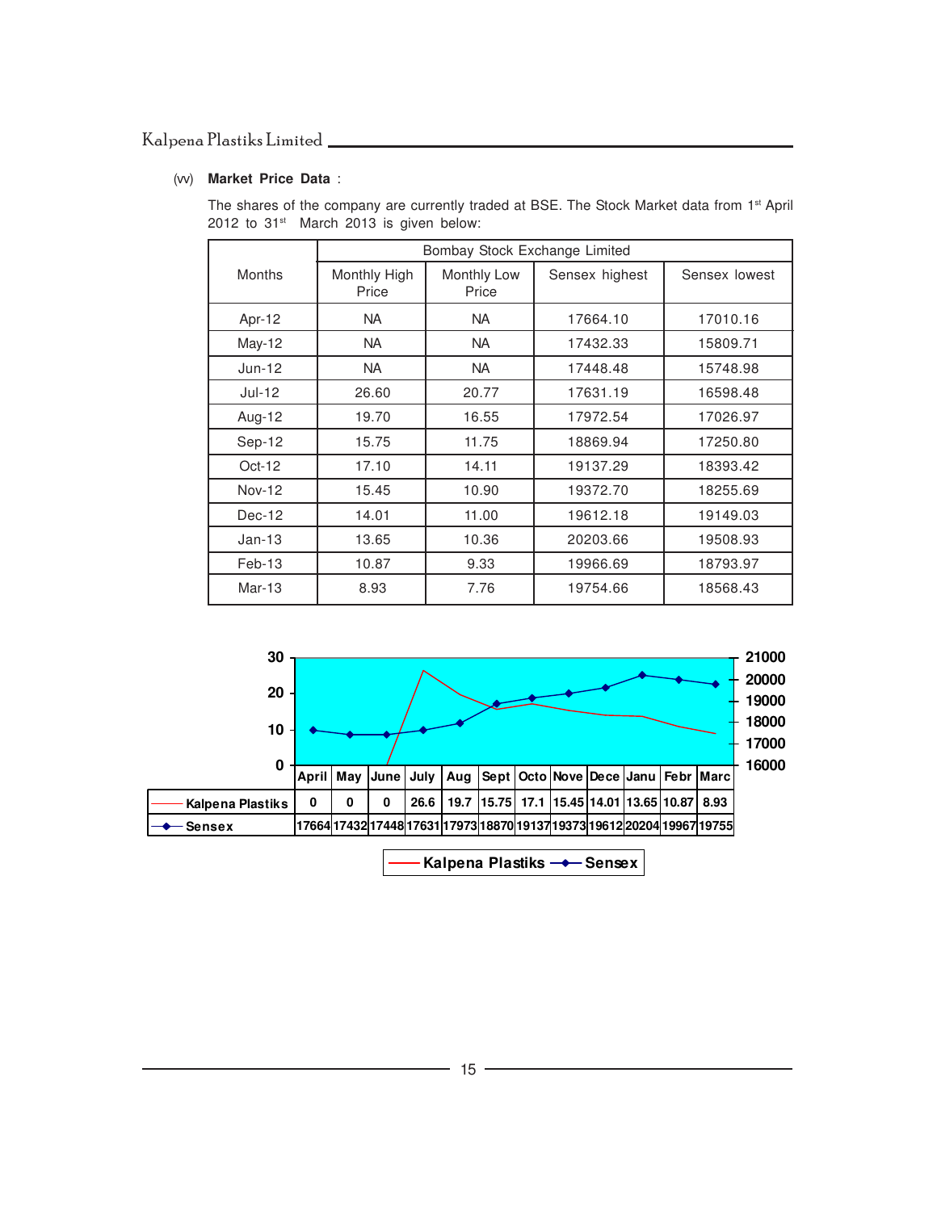(vv) **Market Price Data** :

The shares of the company are currently traded at BSE. The Stock Market data from 1st April 2012 to 31st March 2013 is given below:

| Months | Bombay Stock Exchange Limited | | | |
|---|---|---|---|---|
| | Monthly High Price | Monthly Low Price | Sensex highest | Sensex lowest |
| Apr-12 | NA | NA | 17664.10 | 17010.16 |
| May-12 | NA | NA | 17432.33 | 15809.71 |
| Jun-12 | NA | NA | 17448.48 | 15748.98 |
| Jul-12 | 26.60 | 20.77 | 17631.19 | 16598.48 |
| Aug-12 | 19.70 | 16.55 | 17972.54 | 17026.97 |
| Sep-12 | 15.75 | 11.75 | 18869.94 | 17250.80 |
| Oct-12 | 17.10 | 14.11 | 19137.29 | 18393.42 |
| Nov-12 | 15.45 | 10.90 | 19372.70 | 18255.69 |
| Dec-12 | 14.01 | 11.00 | 19612.18 | 19149.03 |
| Jan-13 | 13.65 | 10.36 | 20203.66 | 19508.93 |
| Feb-13 | 10.87 | 9.33 | 19966.69 | 18793.97 |
| Mar-13 | 8.93 | 7.76 | 19754.66 | 18568.43 |

| | April | May | June | July | Aug | Sept | Octo | Nove | Dece | Janu | Febr | Marc |
|---|---|---|---|---|---|---|---|---|---|---|---|---|
| Kalpena Plastiks | 0 | 0 | 0 | 26.6 | 19.7 | 15.75 | 17.1 | 15.45 | 14.01 | 13.65 | 10.87 | 8.93 |
| Sensex | 17664 | 17432 | 17448 | 17631 | 17973 | 18870 | 19137 | 19373 | 19612 | 20204 | 19967 | 19755 |

Kalpena Plastiks — Sensex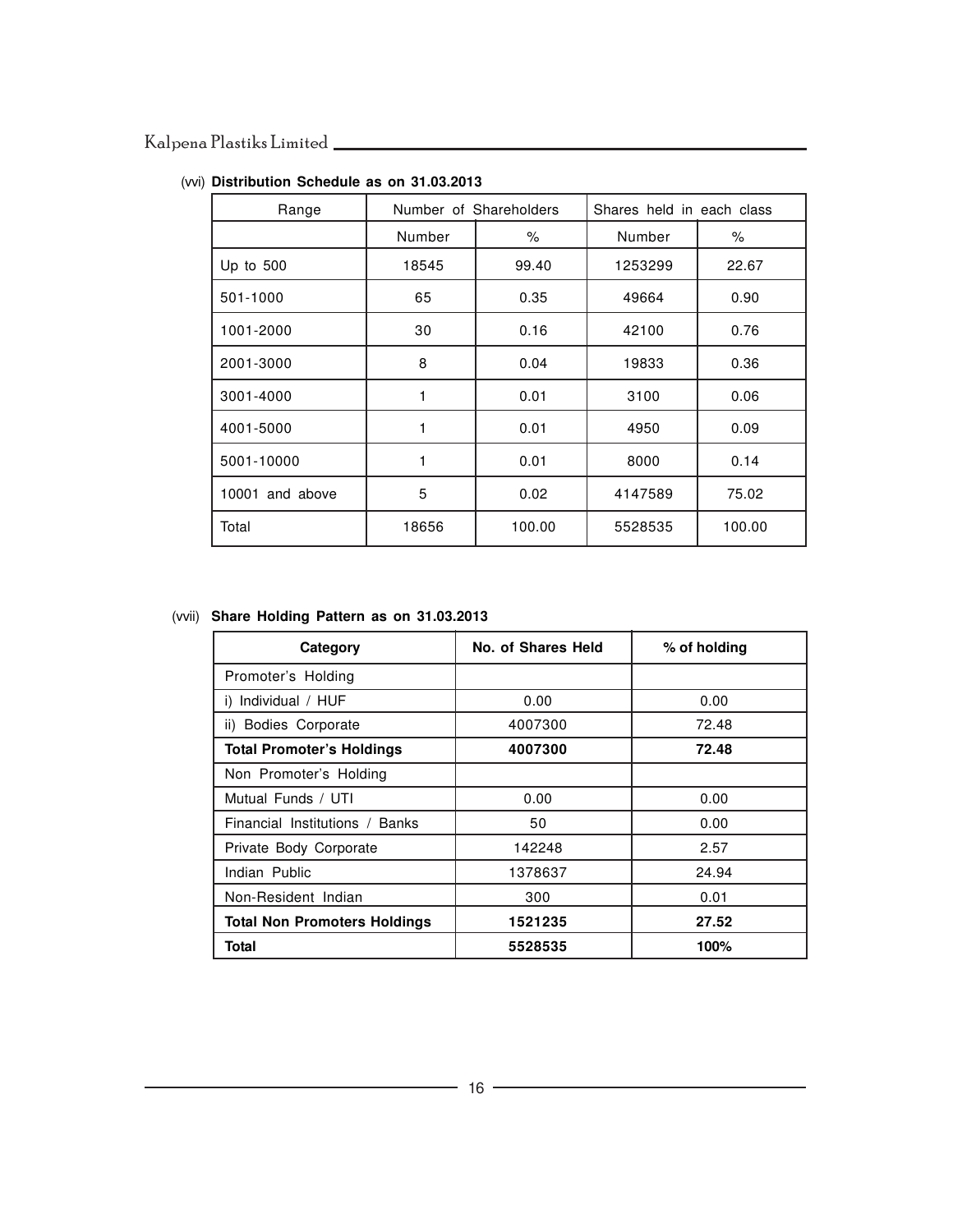(vvi) **Distribution Schedule as on 31.03.2013**

| Range | Number of Shareholders | | Shares held in each class | |
|---|---|---|---|---|
| | Number | % | Number | % |
| Up to 500 | 18545 | 99.40 | 1253299 | 22.67 |
| 501-1000 | 65 | 0.35 | 49664 | 0.90 |
| 1001-2000 | 30 | 0.16 | 42100 | 0.76 |
| 2001-3000 | 8 | 0.04 | 19833 | 0.36 |
| 3001-4000 | 1 | 0.01 | 3100 | 0.06 |
| 4001-5000 | 1 | 0.01 | 4950 | 0.09 |
| 5001-10000 | 1 | 0.01 | 8000 | 0.14 |
| 10001 and above | 5 | 0.02 | 4147589 | 75.02 |
| Total | 18656 | 100.00 | 5528535 | 100.00 |

(vvii) **Share Holding Pattern as on 31.03.2013**

| Category | No. of Shares Held | % of holding |
|---|---|---|
| Promoter's Holding | | |
| i) Individual / HUF | 0.00 | 0.00 |
| ii) Bodies Corporate | 4007300 | 72.48 |
| **Total Promoter's Holdings** | **4007300** | **72.48** |
| Non Promoter's Holding | | |
| Mutual Funds / UTI | 0.00 | 0.00 |
| Financial Institutions / Banks | 50 | 0.00 |
| Private Body Corporate | 142248 | 2.57 |
| Indian Public | 1378637 | 24.94 |
| Non-Resident Indian | 300 | 0.01 |
| **Total Non Promoters Holdings** | **1521235** | **27.52** |
| **Total** | **5528535** | **100%** |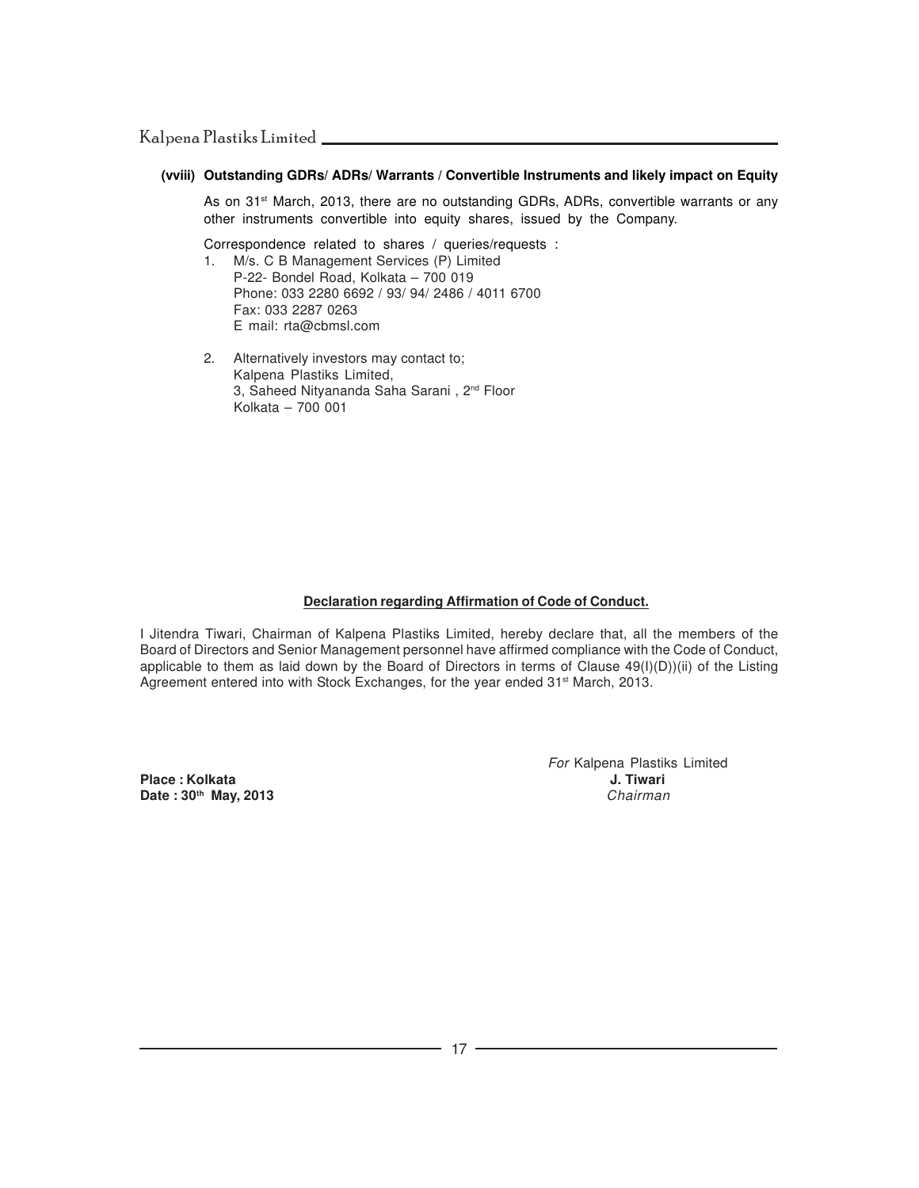**(vviii) Outstanding GDRs/ ADRs/ Warrants / Convertible Instruments and likely impact on Equity**

As on 31st March, 2013, there are no outstanding GDRs, ADRs, convertible warrants or any other instruments convertible into equity shares, issued by the Company.

Correspondence related to shares / queries/requests :

1. M/s. C B Management Services (P) Limited
   P-22- Bondel Road, Kolkata – 700 019
   Phone: 033 2280 6692 / 93/ 94/ 2486 / 4011 6700
   Fax: 033 2287 0263
   E mail: rta@cbmsl.com

2. Alternatively investors may contact to;
   Kalpena Plastiks Limited,
   3, Saheed Nityananda Saha Sarani , 2nd Floor
   Kolkata – 700 001

**Declaration regarding Affirmation of Code of Conduct.**

I Jitendra Tiwari, Chairman of Kalpena Plastiks Limited, hereby declare that, all the members of the Board of Directors and Senior Management personnel have affirmed compliance with the Code of Conduct, applicable to them as laid down by the Board of Directors in terms of Clause 49(I)(D))(ii) of the Listing Agreement entered into with Stock Exchanges, for the year ended 31st March, 2013.

*For* Kalpena Plastiks Limited
**J. Tiwari**
*Chairman*

**Place : Kolkata**
**Date : 30th May, 2013**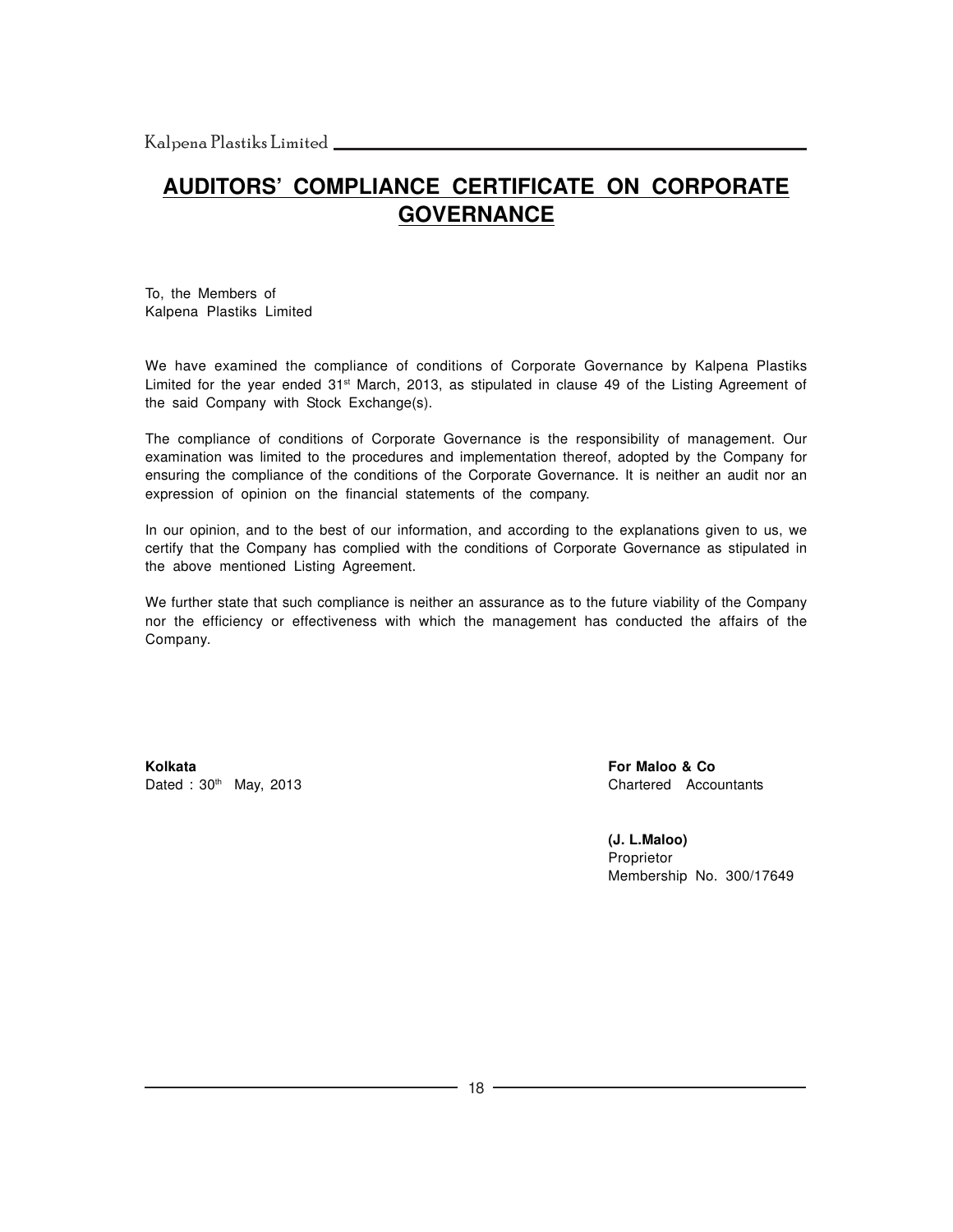# AUDITORS' COMPLIANCE CERTIFICATE ON CORPORATE GOVERNANCE

To, the Members of
Kalpena Plastiks Limited

We have examined the compliance of conditions of Corporate Governance by Kalpena Plastiks Limited for the year ended 31st March, 2013, as stipulated in clause 49 of the Listing Agreement of the said Company with Stock Exchange(s).

The compliance of conditions of Corporate Governance is the responsibility of management. Our examination was limited to the procedures and implementation thereof, adopted by the Company for ensuring the compliance of the conditions of the Corporate Governance. It is neither an audit nor an expression of opinion on the financial statements of the company.

In our opinion, and to the best of our information, and according to the explanations given to us, we certify that the Company has complied with the conditions of Corporate Governance as stipulated in the above mentioned Listing Agreement.

We further state that such compliance is neither an assurance as to the future viability of the Company nor the efficiency or effectiveness with which the management has conducted the affairs of the Company.

**Kolkata**
Dated : 30th May, 2013

**For Maloo & Co**
Chartered Accountants

**(J. L.Maloo)**
Proprietor
Membership No. 300/17649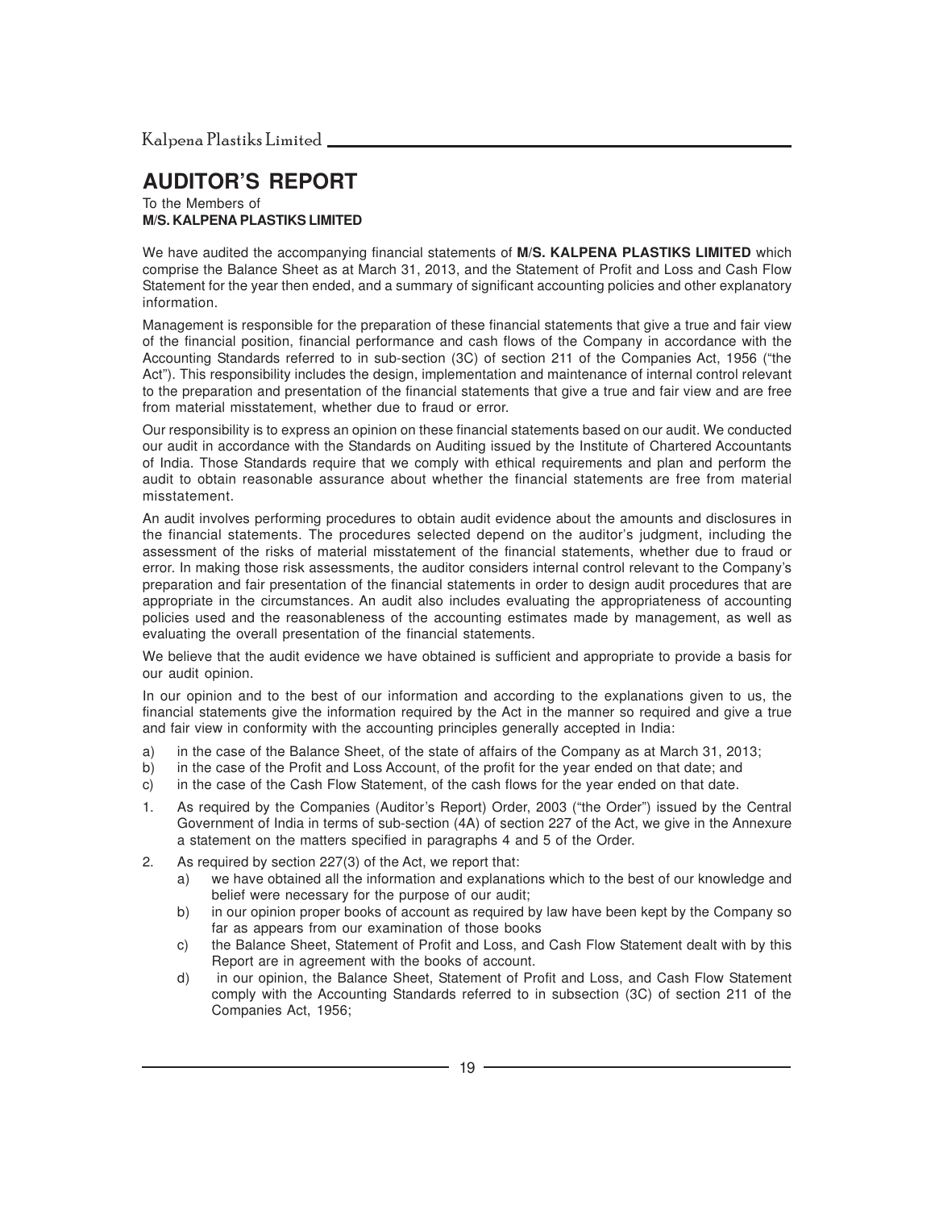# AUDITOR'S REPORT

To the Members of
**M/S. KALPENA PLASTIKS LIMITED**

We have audited the accompanying financial statements of **M/S. KALPENA PLASTIKS LIMITED** which comprise the Balance Sheet as at March 31, 2013, and the Statement of Profit and Loss and Cash Flow Statement for the year then ended, and a summary of significant accounting policies and other explanatory information.

Management is responsible for the preparation of these financial statements that give a true and fair view of the financial position, financial performance and cash flows of the Company in accordance with the Accounting Standards referred to in sub-section (3C) of section 211 of the Companies Act, 1956 ("the Act"). This responsibility includes the design, implementation and maintenance of internal control relevant to the preparation and presentation of the financial statements that give a true and fair view and are free from material misstatement, whether due to fraud or error.

Our responsibility is to express an opinion on these financial statements based on our audit. We conducted our audit in accordance with the Standards on Auditing issued by the Institute of Chartered Accountants of India. Those Standards require that we comply with ethical requirements and plan and perform the audit to obtain reasonable assurance about whether the financial statements are free from material misstatement.

An audit involves performing procedures to obtain audit evidence about the amounts and disclosures in the financial statements. The procedures selected depend on the auditor's judgment, including the assessment of the risks of material misstatement of the financial statements, whether due to fraud or error. In making those risk assessments, the auditor considers internal control relevant to the Company's preparation and fair presentation of the financial statements in order to design audit procedures that are appropriate in the circumstances. An audit also includes evaluating the appropriateness of accounting policies used and the reasonableness of the accounting estimates made by management, as well as evaluating the overall presentation of the financial statements.

We believe that the audit evidence we have obtained is sufficient and appropriate to provide a basis for our audit opinion.

In our opinion and to the best of our information and according to the explanations given to us, the financial statements give the information required by the Act in the manner so required and give a true and fair view in conformity with the accounting principles generally accepted in India:

a) in the case of the Balance Sheet, of the state of affairs of the Company as at March 31, 2013;
b) in the case of the Profit and Loss Account, of the profit for the year ended on that date; and
c) in the case of the Cash Flow Statement, of the cash flows for the year ended on that date.

1. As required by the Companies (Auditor's Report) Order, 2003 ("the Order") issued by the Central Government of India in terms of sub-section (4A) of section 227 of the Act, we give in the Annexure a statement on the matters specified in paragraphs 4 and 5 of the Order.
2. As required by section 227(3) of the Act, we report that:
   a) we have obtained all the information and explanations which to the best of our knowledge and belief were necessary for the purpose of our audit;
   b) in our opinion proper books of account as required by law have been kept by the Company so far as appears from our examination of those books
   c) the Balance Sheet, Statement of Profit and Loss, and Cash Flow Statement dealt with by this Report are in agreement with the books of account.
   d) in our opinion, the Balance Sheet, Statement of Profit and Loss, and Cash Flow Statement comply with the Accounting Standards referred to in subsection (3C) of section 211 of the Companies Act, 1956;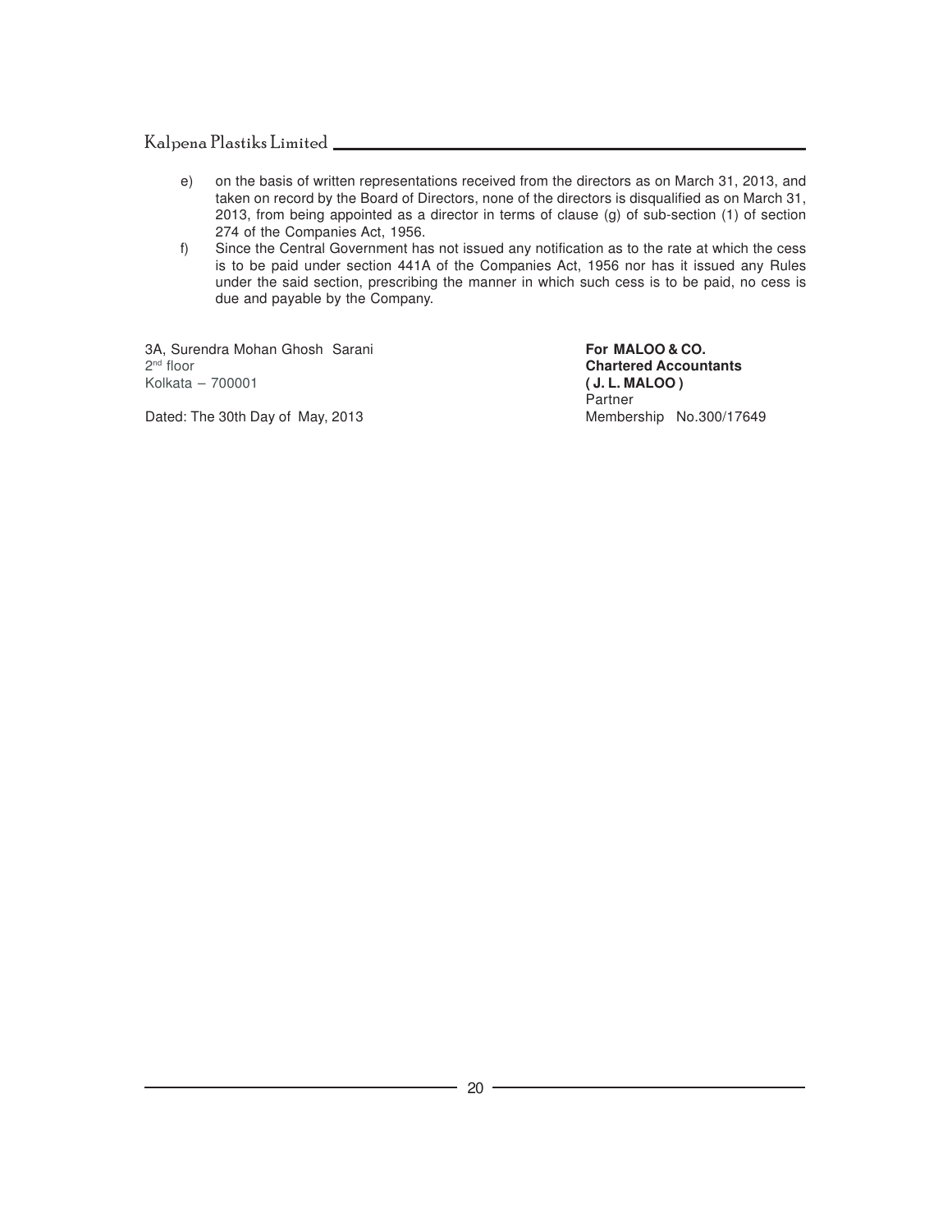e) on the basis of written representations received from the directors as on March 31, 2013, and taken on record by the Board of Directors, none of the directors is disqualified as on March 31, 2013, from being appointed as a director in terms of clause (g) of sub-section (1) of section 274 of the Companies Act, 1956.

f) Since the Central Government has not issued any notification as to the rate at which the cess is to be paid under section 441A of the Companies Act, 1956 nor has it issued any Rules under the said section, prescribing the manner in which such cess is to be paid, no cess is due and payable by the Company.

3A, Surendra Mohan Ghosh Sarani
2nd floor
Kolkata – 700001

Dated: The 30th Day of May, 2013

**For MALOO & CO.**
**Chartered Accountants**
**( J. L. MALOO )**
Partner
Membership No.300/17649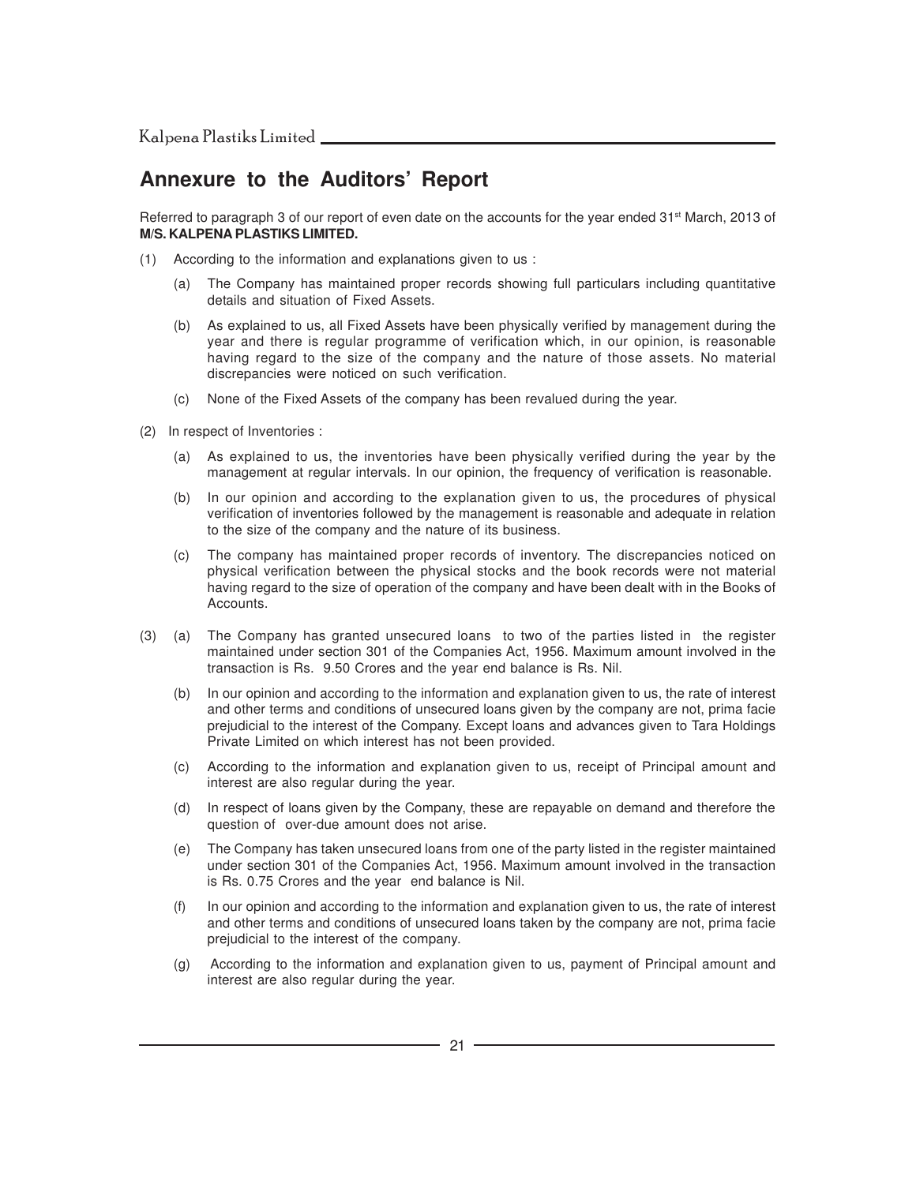# Annexure to the Auditors' Report

Referred to paragraph 3 of our report of even date on the accounts for the year ended 31st March, 2013 of **M/S. KALPENA PLASTIKS LIMITED.**

(1) According to the information and explanations given to us :

(a) The Company has maintained proper records showing full particulars including quantitative details and situation of Fixed Assets.

(b) As explained to us, all Fixed Assets have been physically verified by management during the year and there is regular programme of verification which, in our opinion, is reasonable having regard to the size of the company and the nature of those assets. No material discrepancies were noticed on such verification.

(c) None of the Fixed Assets of the company has been revalued during the year.

(2) In respect of Inventories :

(a) As explained to us, the inventories have been physically verified during the year by the management at regular intervals. In our opinion, the frequency of verification is reasonable.

(b) In our opinion and according to the explanation given to us, the procedures of physical verification of inventories followed by the management is reasonable and adequate in relation to the size of the company and the nature of its business.

(c) The company has maintained proper records of inventory. The discrepancies noticed on physical verification between the physical stocks and the book records were not material having regard to the size of operation of the company and have been dealt with in the Books of Accounts.

(3) (a) The Company has granted unsecured loans to two of the parties listed in the register maintained under section 301 of the Companies Act, 1956. Maximum amount involved in the transaction is Rs. 9.50 Crores and the year end balance is Rs. Nil.

(b) In our opinion and according to the information and explanation given to us, the rate of interest and other terms and conditions of unsecured loans given by the company are not, prima facie prejudicial to the interest of the Company. Except loans and advances given to Tara Holdings Private Limited on which interest has not been provided.

(c) According to the information and explanation given to us, receipt of Principal amount and interest are also regular during the year.

(d) In respect of loans given by the Company, these are repayable on demand and therefore the question of over-due amount does not arise.

(e) The Company has taken unsecured loans from one of the party listed in the register maintained under section 301 of the Companies Act, 1956. Maximum amount involved in the transaction is Rs. 0.75 Crores and the year end balance is Nil.

(f) In our opinion and according to the information and explanation given to us, the rate of interest and other terms and conditions of unsecured loans taken by the company are not, prima facie prejudicial to the interest of the company.

(g) According to the information and explanation given to us, payment of Principal amount and interest are also regular during the year.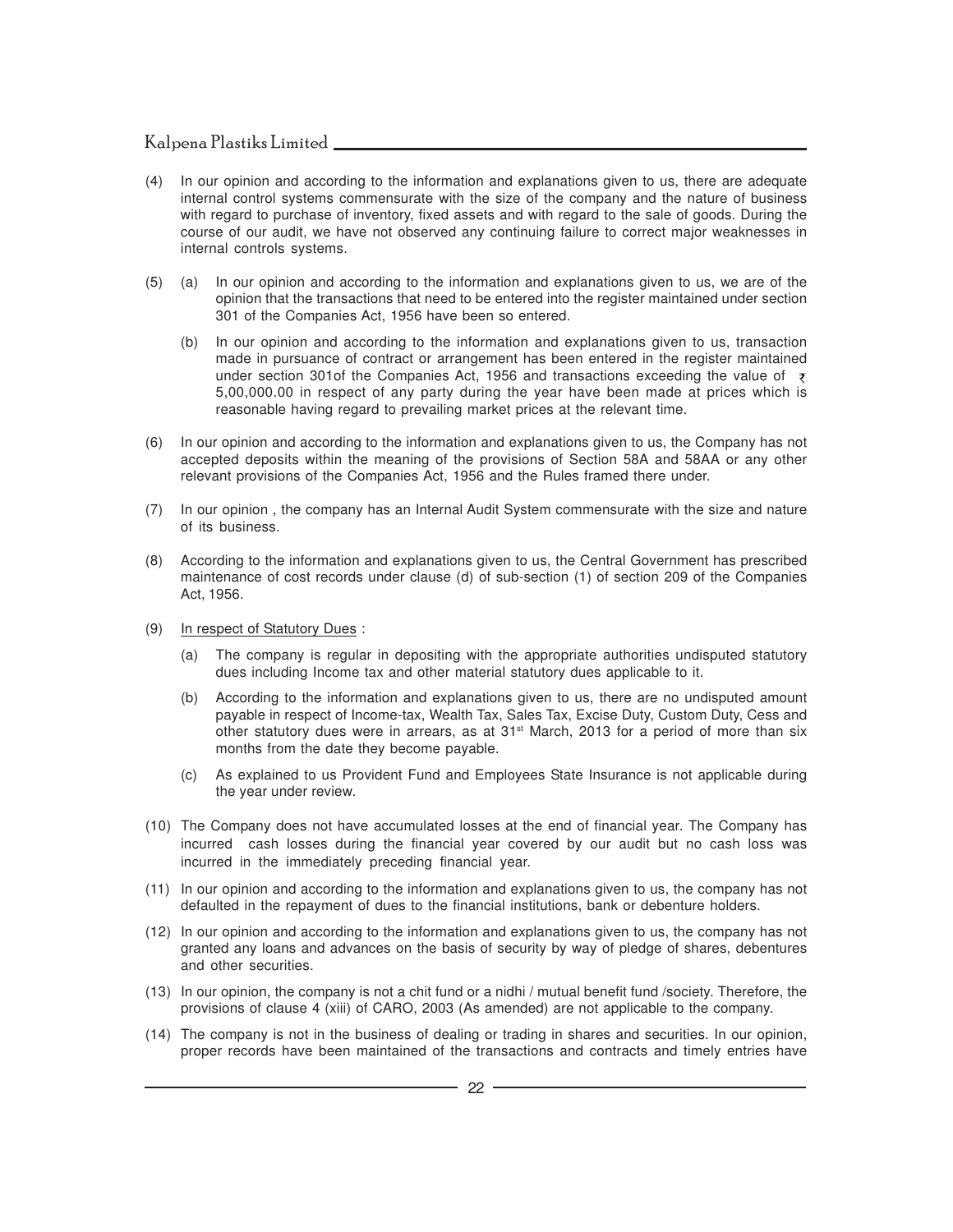(4) In our opinion and according to the information and explanations given to us, there are adequate internal control systems commensurate with the size of the company and the nature of business with regard to purchase of inventory, fixed assets and with regard to the sale of goods. During the course of our audit, we have not observed any continuing failure to correct major weaknesses in internal controls systems.

(5) (a) In our opinion and according to the information and explanations given to us, we are of the opinion that the transactions that need to be entered into the register maintained under section 301 of the Companies Act, 1956 have been so entered.

(b) In our opinion and according to the information and explanations given to us, transaction made in pursuance of contract or arrangement has been entered in the register maintained under section 301of the Companies Act, 1956 and transactions exceeding the value of ₹ 5,00,000.00 in respect of any party during the year have been made at prices which is reasonable having regard to prevailing market prices at the relevant time.

(6) In our opinion and according to the information and explanations given to us, the Company has not accepted deposits within the meaning of the provisions of Section 58A and 58AA or any other relevant provisions of the Companies Act, 1956 and the Rules framed there under.

(7) In our opinion , the company has an Internal Audit System commensurate with the size and nature of its business.

(8) According to the information and explanations given to us, the Central Government has prescribed maintenance of cost records under clause (d) of sub-section (1) of section 209 of the Companies Act, 1956.

(9) In respect of Statutory Dues :

(a) The company is regular in depositing with the appropriate authorities undisputed statutory dues including Income tax and other material statutory dues applicable to it.

(b) According to the information and explanations given to us, there are no undisputed amount payable in respect of Income-tax, Wealth Tax, Sales Tax, Excise Duty, Custom Duty, Cess and other statutory dues were in arrears, as at 31st March, 2013 for a period of more than six months from the date they become payable.

(c) As explained to us Provident Fund and Employees State Insurance is not applicable during the year under review.

(10) The Company does not have accumulated losses at the end of financial year. The Company has incurred cash losses during the financial year covered by our audit but no cash loss was incurred in the immediately preceding financial year.

(11) In our opinion and according to the information and explanations given to us, the company has not defaulted in the repayment of dues to the financial institutions, bank or debenture holders.

(12) In our opinion and according to the information and explanations given to us, the company has not granted any loans and advances on the basis of security by way of pledge of shares, debentures and other securities.

(13) In our opinion, the company is not a chit fund or a nidhi / mutual benefit fund /society. Therefore, the provisions of clause 4 (xiii) of CARO, 2003 (As amended) are not applicable to the company.

(14) The company is not in the business of dealing or trading in shares and securities. In our opinion, proper records have been maintained of the transactions and contracts and timely entries have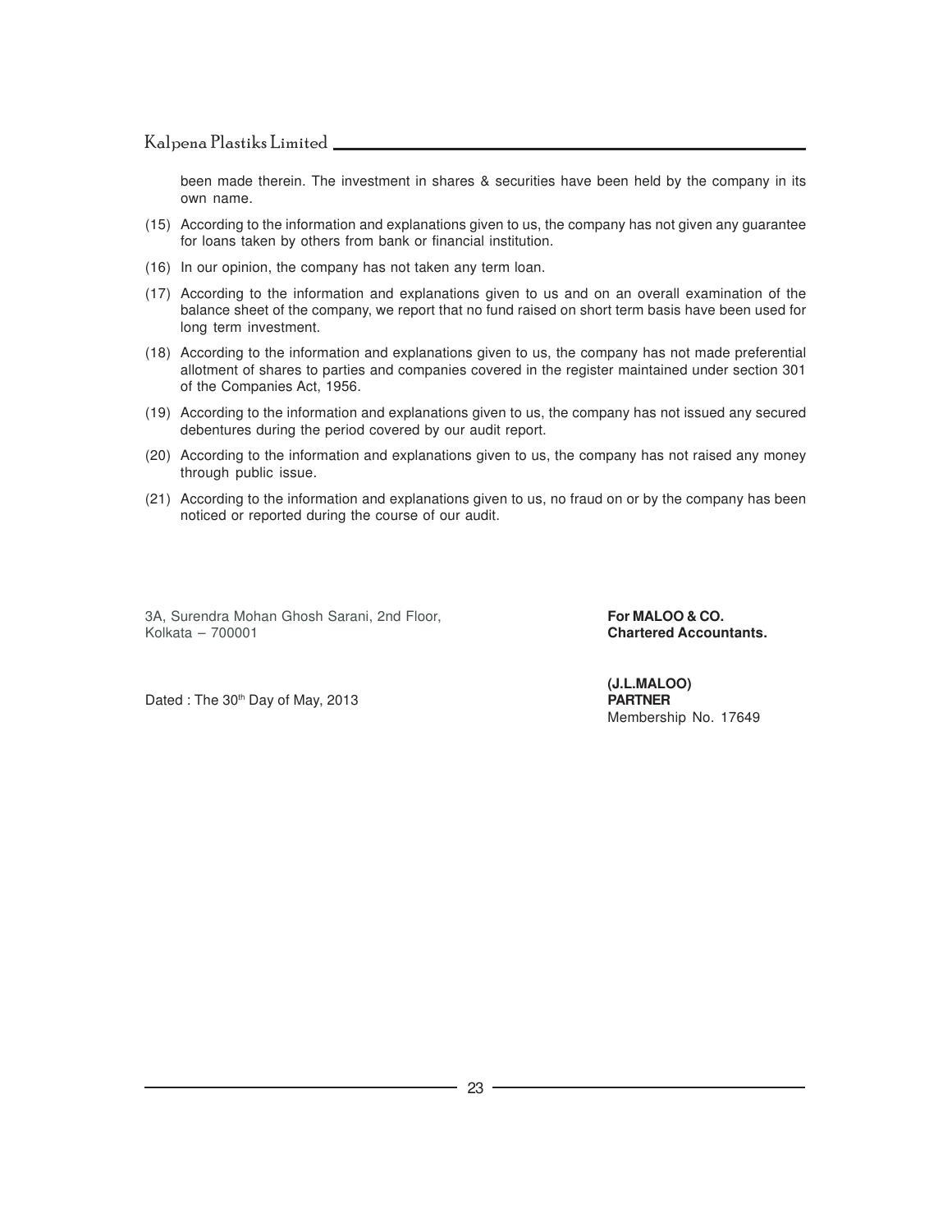been made therein. The investment in shares & securities have been held by the company in its own name.

(15) According to the information and explanations given to us, the company has not given any guarantee for loans taken by others from bank or financial institution.

(16) In our opinion, the company has not taken any term loan.

(17) According to the information and explanations given to us and on an overall examination of the balance sheet of the company, we report that no fund raised on short term basis have been used for long term investment.

(18) According to the information and explanations given to us, the company has not made preferential allotment of shares to parties and companies covered in the register maintained under section 301 of the Companies Act, 1956.

(19) According to the information and explanations given to us, the company has not issued any secured debentures during the period covered by our audit report.

(20) According to the information and explanations given to us, the company has not raised any money through public issue.

(21) According to the information and explanations given to us, no fraud on or by the company has been noticed or reported during the course of our audit.

3A, Surendra Mohan Ghosh Sarani, 2nd Floor,
Kolkata – 700001

Dated : The 30th Day of May, 2013

**For MALOO & CO.**
**Chartered Accountants.**

**(J.L.MALOO)**
**PARTNER**
Membership No. 17649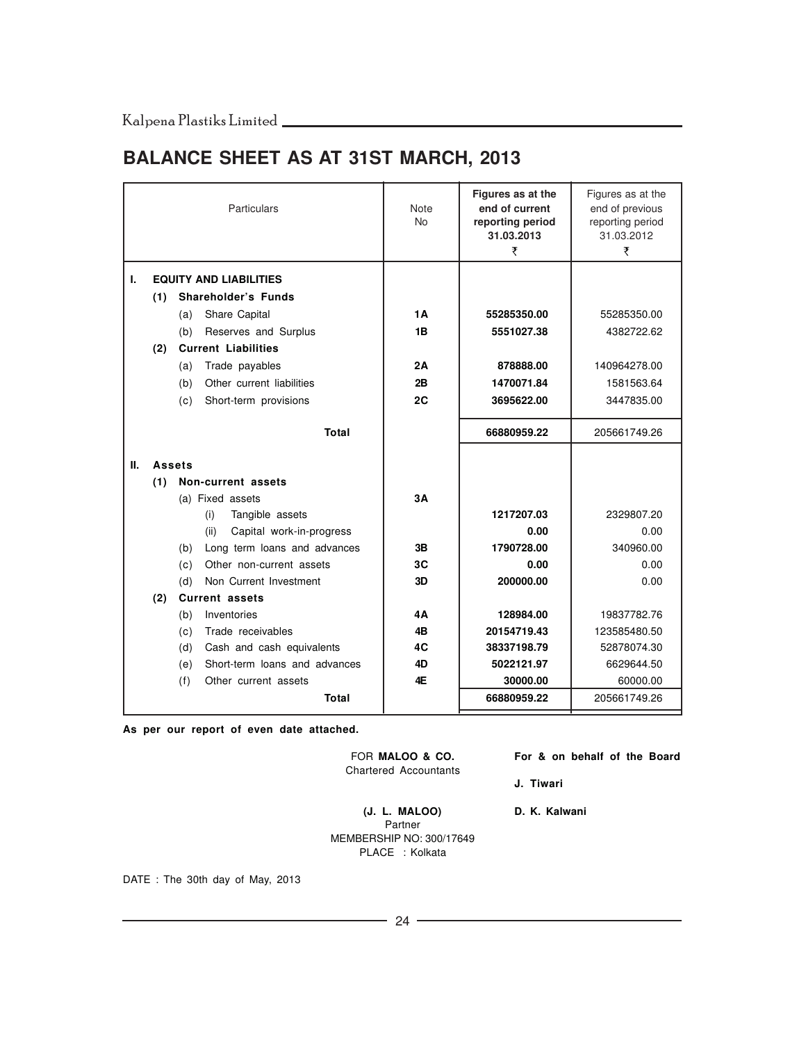# BALANCE SHEET AS AT 31ST MARCH, 2013

| Particulars | Note No | Figures as at the end of current reporting period 31.03.2013 ₹ | Figures as at the end of previous reporting period 31.03.2012 ₹ |
|---|---|---|---|
| **I. EQUITY AND LIABILITIES** | | | |
| **(1) Shareholder's Funds** | | | |
| (a) Share Capital | **1A** | **55285350.00** | 55285350.00 |
| (b) Reserves and Surplus | **1B** | **5551027.38** | 4382722.62 |
| **(2) Current Liabilities** | | | |
| (a) Trade payables | **2A** | **878888.00** | 140964278.00 |
| (b) Other current liabilities | **2B** | **1470071.84** | 1581563.64 |
| (c) Short-term provisions | **2C** | **3695622.00** | 3447835.00 |
| **Total** | | **66880959.22** | 205661749.26 |
| **II. Assets** | | | |
| **(1) Non-current assets** | | | |
| (a) Fixed assets | **3A** | | |
| (i) Tangible assets | | **1217207.03** | 2329807.20 |
| (ii) Capital work-in-progress | | **0.00** | 0.00 |
| (b) Long term loans and advances | **3B** | **1790728.00** | 340960.00 |
| (c) Other non-current assets | **3C** | **0.00** | 0.00 |
| (d) Non Current Investment | **3D** | **200000.00** | 0.00 |
| **(2) Current assets** | | | |
| (b) Inventories | **4A** | **128984.00** | 19837782.76 |
| (c) Trade receivables | **4B** | **20154719.43** | 123585480.50 |
| (d) Cash and cash equivalents | **4C** | **38337198.79** | 52878074.30 |
| (e) Short-term loans and advances | **4D** | **5022121.97** | 6629644.50 |
| (f) Other current assets | **4E** | **30000.00** | 60000.00 |
| **Total** | | **66880959.22** | 205661749.26 |

**As per our report of even date attached.**

FOR **MALOO & CO.**
Chartered Accountants

**(J. L. MALOO)**
Partner
MEMBERSHIP NO: 300/17649
PLACE : Kolkata

**For & on behalf of the Board**

**J. Tiwari**

**D. K. Kalwani**

DATE : The 30th day of May, 2013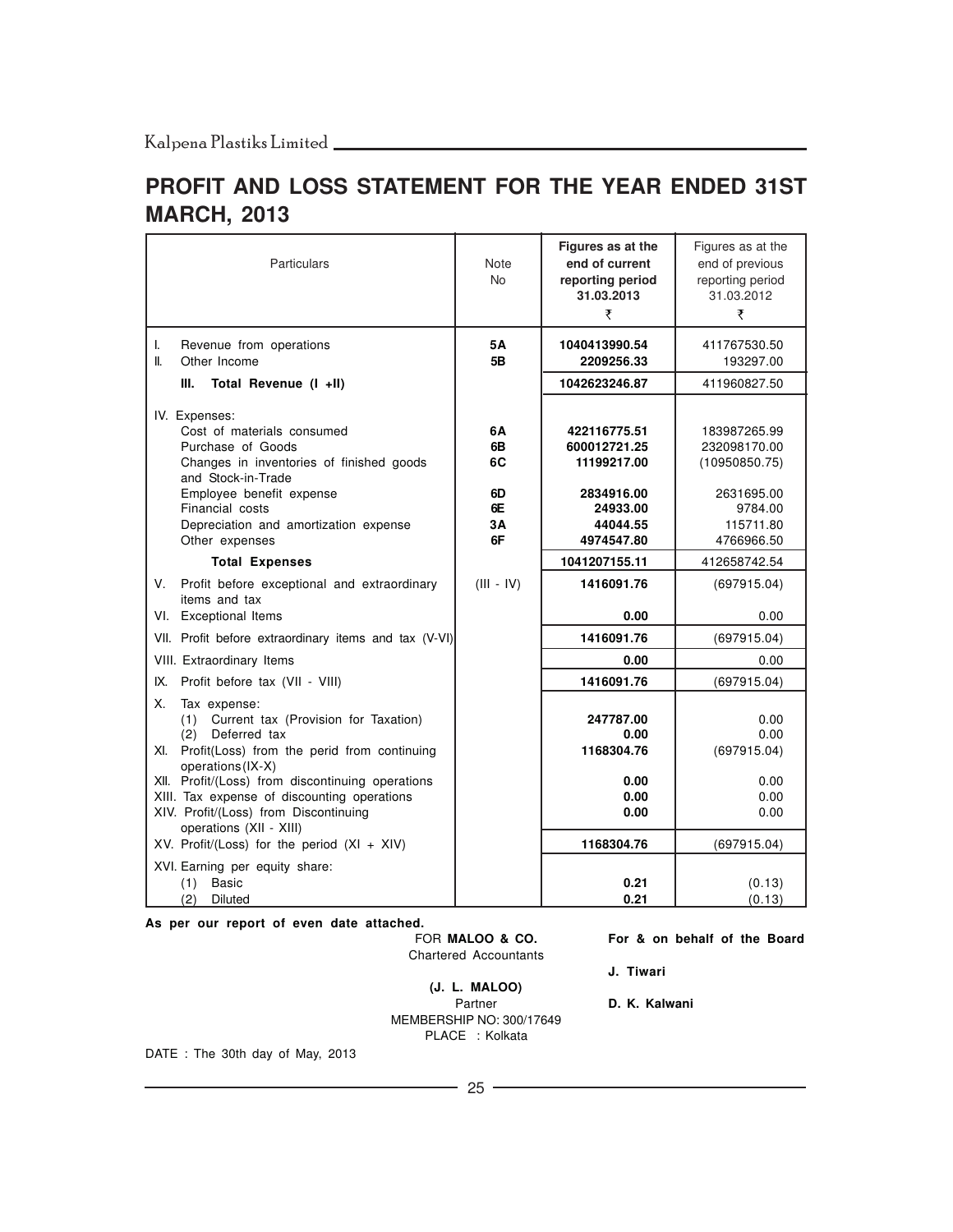# PROFIT AND LOSS STATEMENT FOR THE YEAR ENDED 31ST MARCH, 2013

| Particulars | Note No | Figures as at the end of current reporting period 31.03.2013 ₹ | Figures as at the end of previous reporting period 31.03.2012 ₹ |
|---|---|---|---|
| I. Revenue from operations | **5A** | **1040413990.54** | 411767530.50 |
| II. Other Income | **5B** | **2209256.33** | 193297.00 |
| **III. Total Revenue (I +II)** | | **1042623246.87** | 411960827.50 |
| IV. Expenses: | | | |
| Cost of materials consumed | **6A** | **422116775.51** | 183987265.99 |
| Purchase of Goods | **6B** | **600012721.25** | 232098170.00 |
| Changes in inventories of finished goods and Stock-in-Trade | **6C** | **11199217.00** | (10950850.75) |
| Employee benefit expense | **6D** | **2834916.00** | 2631695.00 |
| Financial costs | **6E** | **24933.00** | 9784.00 |
| Depreciation and amortization expense | **3A** | **44044.55** | 115711.80 |
| Other expenses | **6F** | **4974547.80** | 4766966.50 |
| **Total Expenses** | | **1041207155.11** | 412658742.54 |
| V. Profit before exceptional and extraordinary items and tax | (III - IV) | **1416091.76** | (697915.04) |
| VI. Exceptional Items | | **0.00** | 0.00 |
| VII. Profit before extraordinary items and tax (V-VI) | | **1416091.76** | (697915.04) |
| VIII. Extraordinary Items | | **0.00** | 0.00 |
| IX. Profit before tax (VII - VIII) | | **1416091.76** | (697915.04) |
| X. Tax expense: | | | |
| (1) Current tax (Provision for Taxation) | | **247787.00** | 0.00 |
| (2) Deferred tax | | **0.00** | 0.00 |
| XI. Profit(Loss) from the perid from continuing operations(IX-X) | | **1168304.76** | (697915.04) |
| XII. Profit/(Loss) from discontinuing operations | | **0.00** | 0.00 |
| XIII. Tax expense of discounting operations | | **0.00** | 0.00 |
| XIV. Profit/(Loss) from Discontinuing operations (XII - XIII) | | **0.00** | 0.00 |
| XV. Profit/(Loss) for the period (XI + XIV) | | **1168304.76** | (697915.04) |
| XVI. Earning per equity share: | | | |
| (1) Basic | | **0.21** | (0.13) |
| (2) Diluted | | **0.21** | (0.13) |

**As per our report of even date attached.**

FOR **MALOO & CO.**
Chartered Accountants

**(J. L. MALOO)**
Partner
MEMBERSHIP NO: 300/17649
PLACE : Kolkata

**For & on behalf of the Board**

**J. Tiwari**

**D. K. Kalwani**

DATE : The 30th day of May, 2013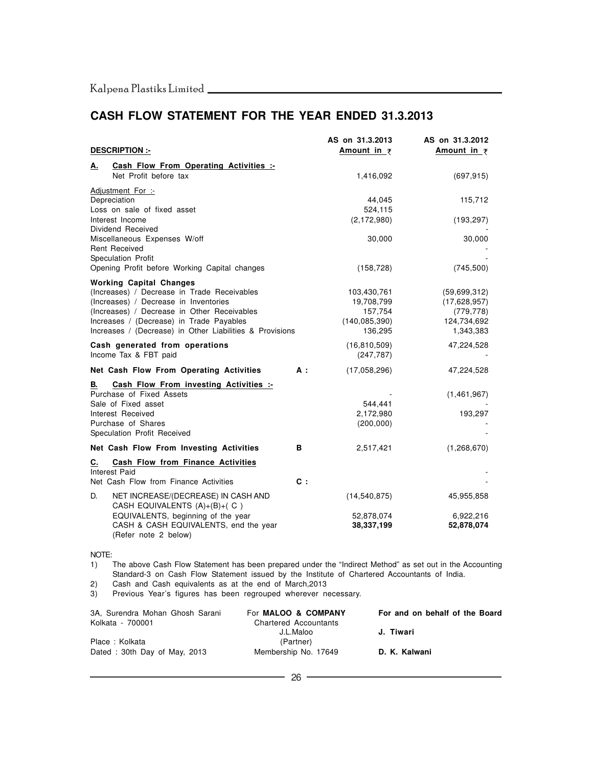# CASH FLOW STATEMENT FOR THE YEAR ENDED 31.3.2013

| DESCRIPTION :- | | AS on 31.3.2013 Amount in ₹ | AS on 31.3.2012 Amount in ₹ |
|---|---|---|---|
| **A. Cash Flow From Operating Activities :-** | | | |
| Net Profit before tax | | 1,416,092 | (697,915) |
| Adjustment For :- | | | |
| Depreciation | | 44,045 | 115,712 |
| Loss on sale of fixed asset | | 524,115 | |
| Interest Income | | (2,172,980) | (193,297) |
| Dividend Received | | | - |
| Miscellaneous Expenses W/off | | 30,000 | 30,000 |
| Rent Received | | | - |
| Speculation Profit | | | - |
| Opening Profit before Working Capital changes | | (158,728) | (745,500) |
| **Working Capital Changes** | | | |
| (Increases) / Decrease in Trade Receivables | | 103,430,761 | (59,699,312) |
| (Increases) / Decrease in Inventories | | 19,708,799 | (17,628,957) |
| (Increases) / Decrease in Other Receivables | | 157,754 | (779,778) |
| Increases / (Decrease) in Trade Payables | | (140,085,390) | 124,734,692 |
| Increases / (Decrease) in Other Liabilities & Provisions | | 136,295 | 1,343,383 |
| **Cash generated from operations** | | (16,810,509) | 47,224,528 |
| Income Tax & FBT paid | | (247,787) | - |
| **Net Cash Flow From Operating Activities** | **A :** | (17,058,296) | 47,224,528 |
| **B. Cash Flow From investing Activities :-** | | | |
| Purchase of Fixed Assets | | - | (1,461,967) |
| Sale of Fixed asset | | 544,441 | - |
| Interest Received | | 2,172,980 | 193,297 |
| Purchase of Shares | | (200,000) | - |
| Speculation Profit Received | | | - |
| **Net Cash Flow From Investing Activities** | **B** | 2,517,421 | (1,268,670) |
| **C. Cash Flow from Finance Activities** | | | |
| Interest Paid | | | - |
| Net Cash Flow from Finance Activities | **C :** | | - |
| D. NET INCREASE/(DECREASE) IN CASH AND CASH EQUIVALENTS (A)+(B)+( C ) | | (14,540,875) | 45,955,858 |
| EQUIVALENTS, beginning of the year | | 52,878,074 | 6,922,216 |
| CASH & CASH EQUIVALENTS, end the year (Refer note 2 below) | | **38,337,199** | **52,878,074** |

NOTE:

1) The above Cash Flow Statement has been prepared under the "Indirect Method" as set out in the Accounting Standard-3 on Cash Flow Statement issued by the Institute of Chartered Accountants of India.
2) Cash and Cash equivalents as at the end of March,2013
3) Previous Year's figures has been regrouped wherever necessary.

3A, Surendra Mohan Ghosh Sarani
Kolkata - 700001

Place : Kolkata
Dated : 30th Day of May, 2013

For **MALOO & COMPANY**
Chartered Accountants
J.L.Maloo
(Partner)
Membership No. 17649

**For and on behalf of the Board**

**J. Tiwari**

**D. K. Kalwani**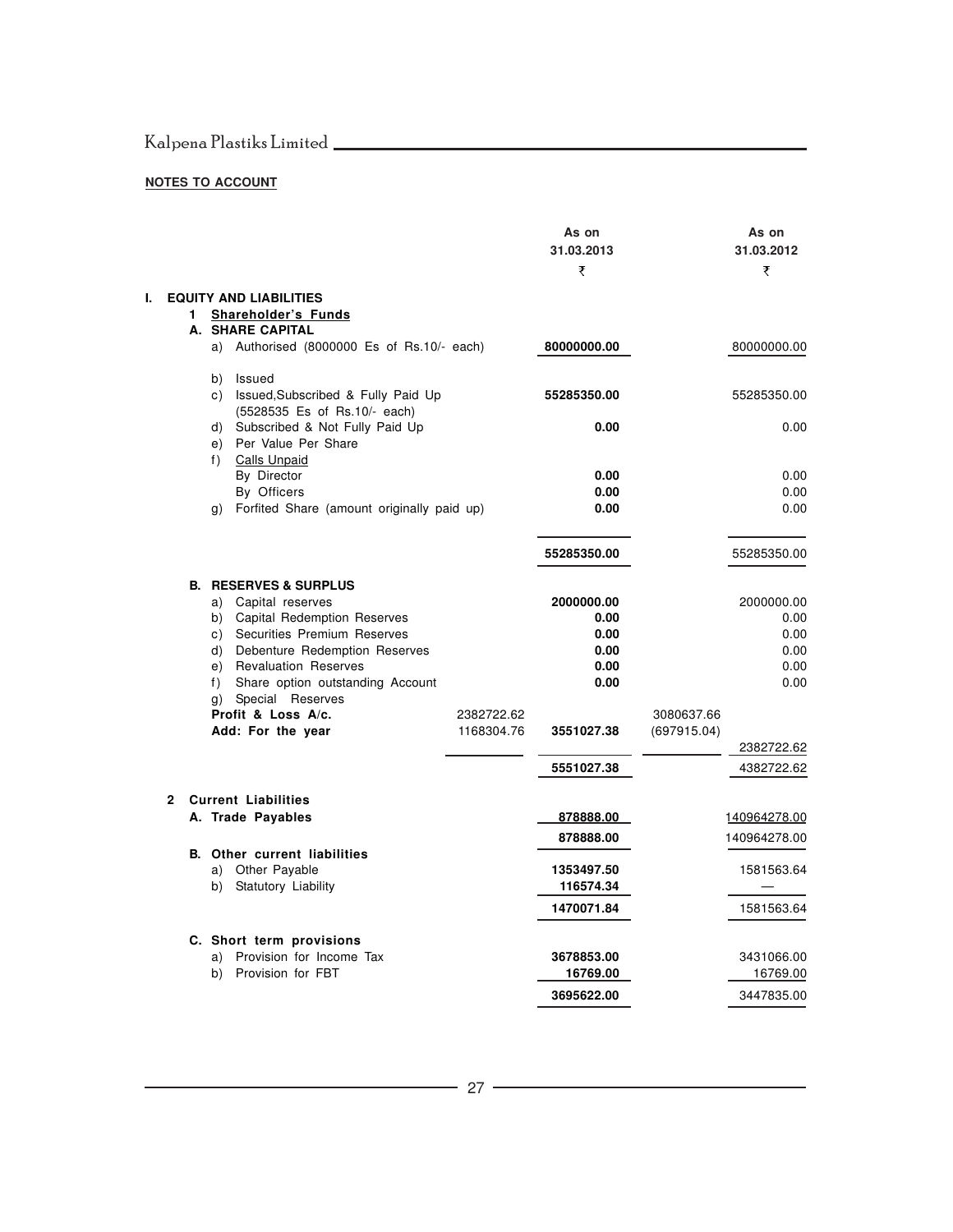**NOTES TO ACCOUNT**

| | | As on 31.03.2013 ₹ | | As on 31.03.2012 ₹ |
|---|---|---|---|---|
| **I. EQUITY AND LIABILITIES** | | | | |
| **1 Shareholder's Funds** | | | | |
| **A. SHARE CAPITAL** | | | | |
| a) Authorised (8000000 Es of Rs.10/- each) | | **80000000.00** | | 80000000.00 |
| b) Issued | | | | |
| c) Issued,Subscribed & Fully Paid Up (5528535 Es of Rs.10/- each) | | **55285350.00** | | 55285350.00 |
| d) Subscribed & Not Fully Paid Up | | **0.00** | | 0.00 |
| e) Per Value Per Share | | | | |
| f) Calls Unpaid | | | | |
| By Director | | **0.00** | | 0.00 |
| By Officers | | **0.00** | | 0.00 |
| g) Forfited Share (amount originally paid up) | | **0.00** | | 0.00 |
| | | **55285350.00** | | 55285350.00 |
| **B. RESERVES & SURPLUS** | | | | |
| a) Capital reserves | | **2000000.00** | | 2000000.00 |
| b) Capital Redemption Reserves | | **0.00** | | 0.00 |
| c) Securities Premium Reserves | | **0.00** | | 0.00 |
| d) Debenture Redemption Reserves | | **0.00** | | 0.00 |
| e) Revaluation Reserves | | **0.00** | | 0.00 |
| f) Share option outstanding Account | | **0.00** | | 0.00 |
| g) Special Reserves | | | | |
| **Profit & Loss A/c.** | 2382722.62 | | 3080637.66 | |
| **Add: For the year** | 1168304.76 | **3551027.38** | (697915.04) | 2382722.62 |
| | | **5551027.38** | | 4382722.62 |
| **2 Current Liabilities** | | | | |
| **A. Trade Payables** | | **878888.00** | | 140964278.00 |
| | | **878888.00** | | 140964278.00 |
| **B. Other current liabilities** | | | | |
| a) Other Payable | | **1353497.50** | | 1581563.64 |
| b) Statutory Liability | | **116574.34** | | — |
| | | **1470071.84** | | 1581563.64 |
| **C. Short term provisions** | | | | |
| a) Provision for Income Tax | | **3678853.00** | | 3431066.00 |
| b) Provision for FBT | | **16769.00** | | 16769.00 |
| | | **3695622.00** | | 3447835.00 |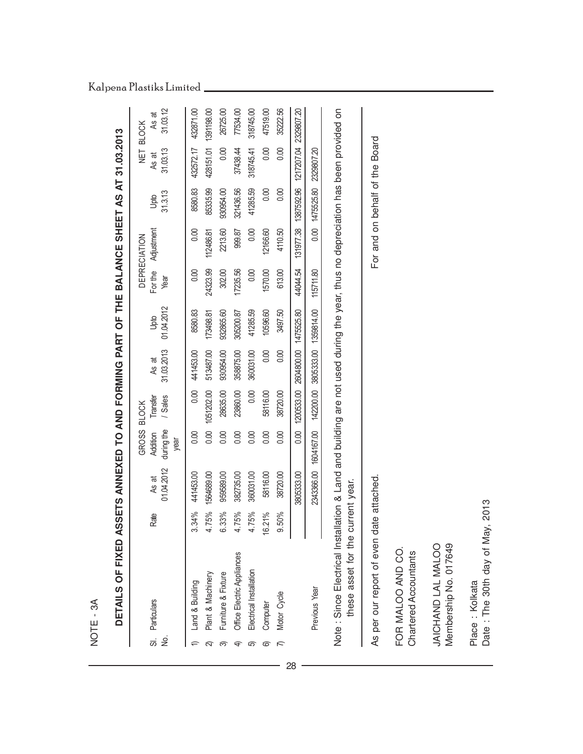NOTE - 3A

## DETAILS OF FIXED ASSETS ANNEXED TO AND FORMING PART OF THE BALANCE SHEET AS AT 31.03.2013

| Sl. No. | Particulars | Rate | GROSS BLOCK | | | | DEPRECIATION | | | | NET BLOCK | |
|---|---|---|---|---|---|---|---|---|---|---|---|---|
| | | | As at 01.04.2012 | Addition during the year | Transfer / Sales | As at 31.03.2013 | Upto 01.04.2012 | For the Year | Adjustment | Upto 31.3.13 | As at 31.03.13 | As at 31.03.12 |
| 1) | Land & Building | 3.34% | 441453.00 | 0.00 | 0.00 | 441453.00 | 8580.83 | 0.00 | 0.00 | 8580.83 | 432572.17 | 432871.00 |
| 2) | Plant & Machinery | 4.75% | 1564689.00 | 0.00 | 1051202.00 | 513487.00 | 173498.81 | 24323.99 | 112486.81 | 85335.99 | 428151.01 | 1391198.00 |
| 3) | Furniture & Fixture | 6.33% | 959589.00 | 0.00 | 28635.00 | 930954.00 | 932865.60 | 302.00 | 2213.60 | 930954.00 | 0.00 | 26725.00 |
| 4) | Office Electric Appliances | 4.75% | 382735.00 | 0.00 | 23860.00 | 358875.00 | 305200.87 | 17235.56 | 999.87 | 321436.56 | 37438.44 | 77534.00 |
| 5) | Electrical Installation | 4.75% | 360031.00 | 0.00 | 0.00 | 360031.00 | 41285.59 | 0.00 | 0.00 | 41285.59 | 318745.41 | 318745.00 |
| 6) | Computer | 16.21% | 58116.00 | 0.00 | 58116.00 | 0.00 | 10596.60 | 1570.00 | 12166.60 | 0.00 | 0.00 | 47519.00 |
| 7) | Motor Cycle | 9.50% | 38720.00 | 0.00 | 38720.00 | 0.00 | 3497.50 | 613.00 | 4110.50 | 0.00 | 0.00 | 35222.56 |
| | | | 3805333.00 | 0.00 | 1200533.00 | 2604800.00 | 1475525.80 | 44044.54 | 131977.38 | 1387592.96 | 1217207.04 | 2329807.20 |
| | Previous Year | | 2343366.00 | 1604167.00 | 142200.00 | 3805333.00 | 1359814.00 | 115711.80 | 0.00 | 1475525.80 | 2329807.20 | |

Note : Since Electrical Installation & Land and building are not used during the year, thus no depreciation has been provided on these asset for the current year.

As per our report of even date attached.

For and on behalf of the Board

FOR MALOO AND CO.
Chartered Accountants

JAICHAND LAL MALOO
Membership No. 017649

Place : Kolkata
Date : The 30th day of May, 2013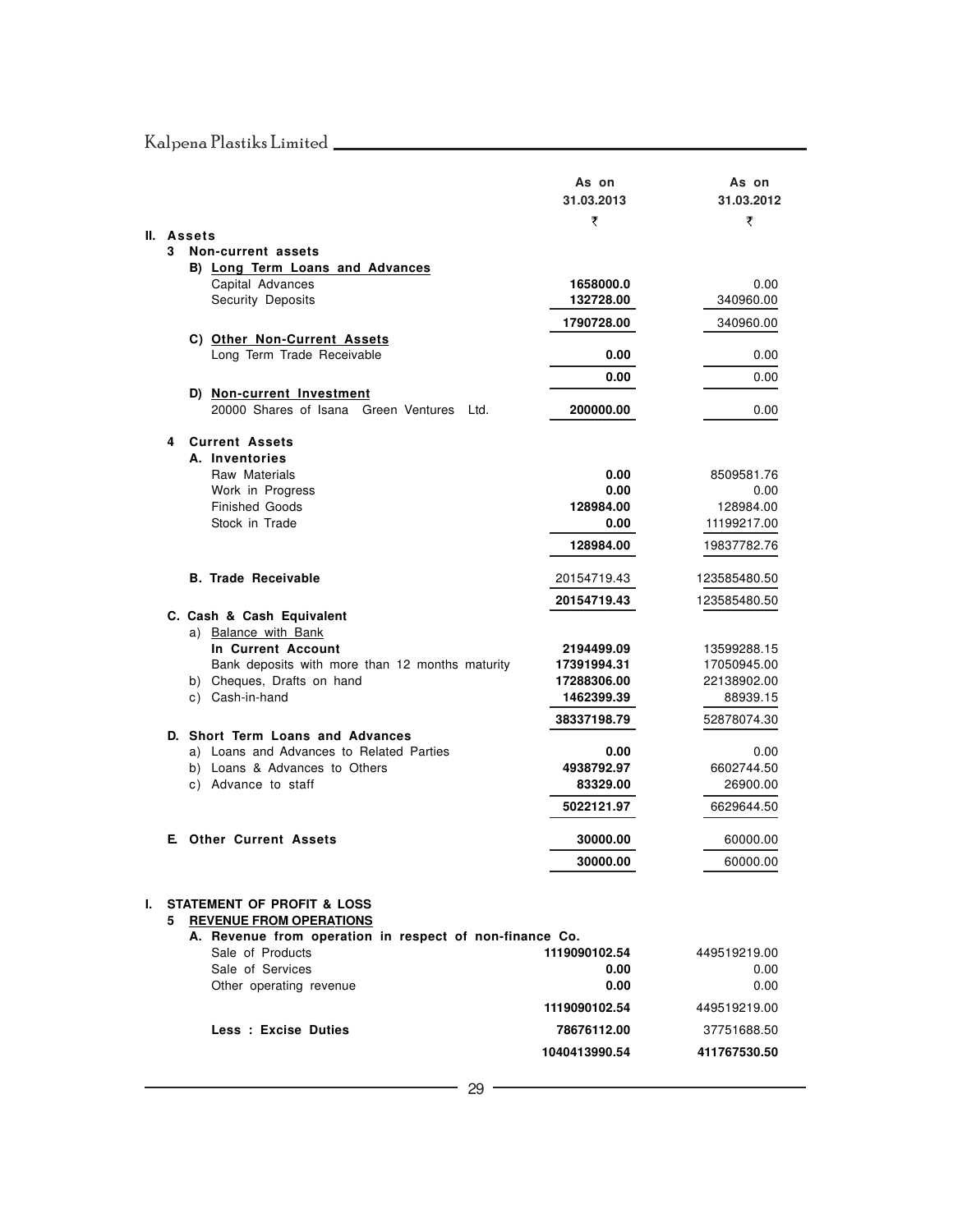| | As on 31.03.2013 | As on 31.03.2012 |
|---|---|---|
| | ₹ | ₹ |
| **II. Assets** | | |
| **3 Non-current assets** | | |
| **B) Long Term Loans and Advances** | | |
| Capital Advances | **1658000.0** | 0.00 |
| Security Deposits | **132728.00** | 340960.00 |
| | **1790728.00** | 340960.00 |
| **C) Other Non-Current Assets** | | |
| Long Term Trade Receivable | **0.00** | 0.00 |
| | **0.00** | 0.00 |
| **D) Non-current Investment** | | |
| 20000 Shares of Isana Green Ventures Ltd. | **200000.00** | 0.00 |
| **4 Current Assets** | | |
| **A. Inventories** | | |
| Raw Materials | **0.00** | 8509581.76 |
| Work in Progress | **0.00** | 0.00 |
| Finished Goods | **128984.00** | 128984.00 |
| Stock in Trade | **0.00** | 11199217.00 |
| | **128984.00** | 19837782.76 |
| **B. Trade Receivable** | 20154719.43 | 123585480.50 |
| | **20154719.43** | 123585480.50 |
| **C. Cash & Cash Equivalent** | | |
| a) Balance with Bank | | |
| **In Current Account** | **2194499.09** | 13599288.15 |
| Bank deposits with more than 12 months maturity | **17391994.31** | 17050945.00 |
| b) Cheques, Drafts on hand | **17288306.00** | 22138902.00 |
| c) Cash-in-hand | **1462399.39** | 88939.15 |
| | **38337198.79** | 52878074.30 |
| **D. Short Term Loans and Advances** | | |
| a) Loans and Advances to Related Parties | **0.00** | 0.00 |
| b) Loans & Advances to Others | **4938792.97** | 6602744.50 |
| c) Advance to staff | **83329.00** | 26900.00 |
| | **5022121.97** | 6629644.50 |
| **E. Other Current Assets** | **30000.00** | 60000.00 |
| | **30000.00** | 60000.00 |

## I. STATEMENT OF PROFIT & LOSS

| | | |
|---|---|---|
| **5 REVENUE FROM OPERATIONS** | | |
| **A. Revenue from operation in respect of non-finance Co.** | | |
| Sale of Products | **1119090102.54** | 449519219.00 |
| Sale of Services | **0.00** | 0.00 |
| Other operating revenue | **0.00** | 0.00 |
| | **1119090102.54** | 449519219.00 |
| **Less : Excise Duties** | **78676112.00** | 37751688.50 |
| | **1040413990.54** | **411767530.50** |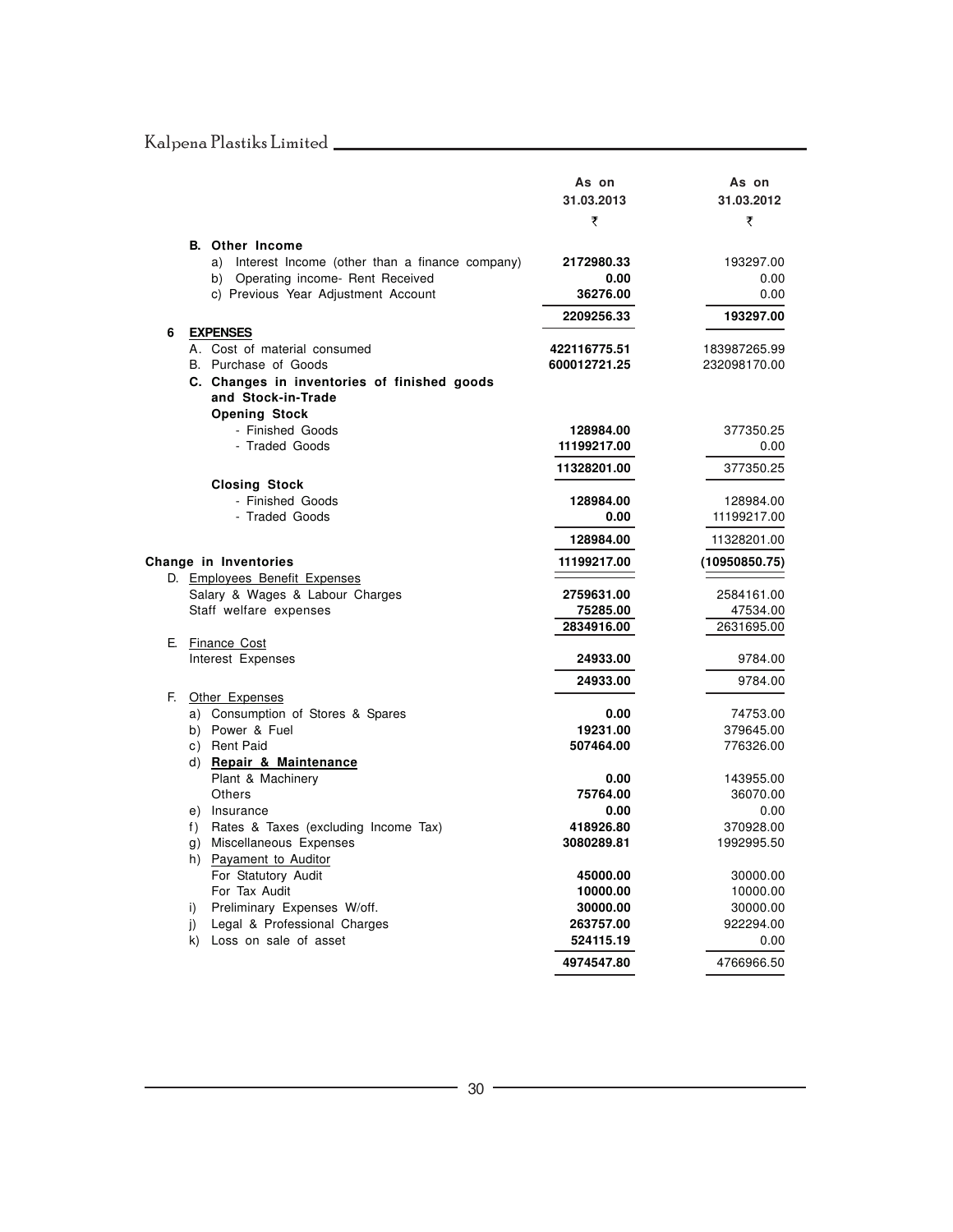| | As on 31.03.2013 ₹ | As on 31.03.2012 ₹ |
|---|---|---|
| **B. Other Income** | | |
| a) Interest Income (other than a finance company) | **2172980.33** | 193297.00 |
| b) Operating income- Rent Received | **0.00** | 0.00 |
| c) Previous Year Adjustment Account | **36276.00** | 0.00 |
| | **2209256.33** | **193297.00** |
| **6 EXPENSES** | | |
| A. Cost of material consumed | **422116775.51** | 183987265.99 |
| B. Purchase of Goods | **600012721.25** | 232098170.00 |
| **C. Changes in inventories of finished goods and Stock-in-Trade** | | |
| **Opening Stock** | | |
| - Finished Goods | **128984.00** | 377350.25 |
| - Traded Goods | **11199217.00** | 0.00 |
| | **11328201.00** | 377350.25 |
| **Closing Stock** | | |
| - Finished Goods | **128984.00** | 128984.00 |
| - Traded Goods | **0.00** | 11199217.00 |
| | **128984.00** | 11328201.00 |
| **Change in Inventories** | **11199217.00** | **(10950850.75)** |
| D. Employees Benefit Expenses | | |
| Salary & Wages & Labour Charges | **2759631.00** | 2584161.00 |
| Staff welfare expenses | **75285.00** | 47534.00 |
| | **2834916.00** | 2631695.00 |
| E. Finance Cost | | |
| Interest Expenses | **24933.00** | 9784.00 |
| | **24933.00** | 9784.00 |
| F. Other Expenses | | |
| a) Consumption of Stores & Spares | **0.00** | 74753.00 |
| b) Power & Fuel | **19231.00** | 379645.00 |
| c) Rent Paid | **507464.00** | 776326.00 |
| d) **Repair & Maintenance** | | |
| Plant & Machinery | **0.00** | 143955.00 |
| Others | **75764.00** | 36070.00 |
| e) Insurance | **0.00** | 0.00 |
| f) Rates & Taxes (excluding Income Tax) | **418926.80** | 370928.00 |
| g) Miscellaneous Expenses | **3080289.81** | 1992995.50 |
| h) Payament to Auditor | | |
| For Statutory Audit | **45000.00** | 30000.00 |
| For Tax Audit | **10000.00** | 10000.00 |
| i) Preliminary Expenses W/off. | **30000.00** | 30000.00 |
| j) Legal & Professional Charges | **263757.00** | 922294.00 |
| k) Loss on sale of asset | **524115.19** | 0.00 |
| | **4974547.80** | 4766966.50 |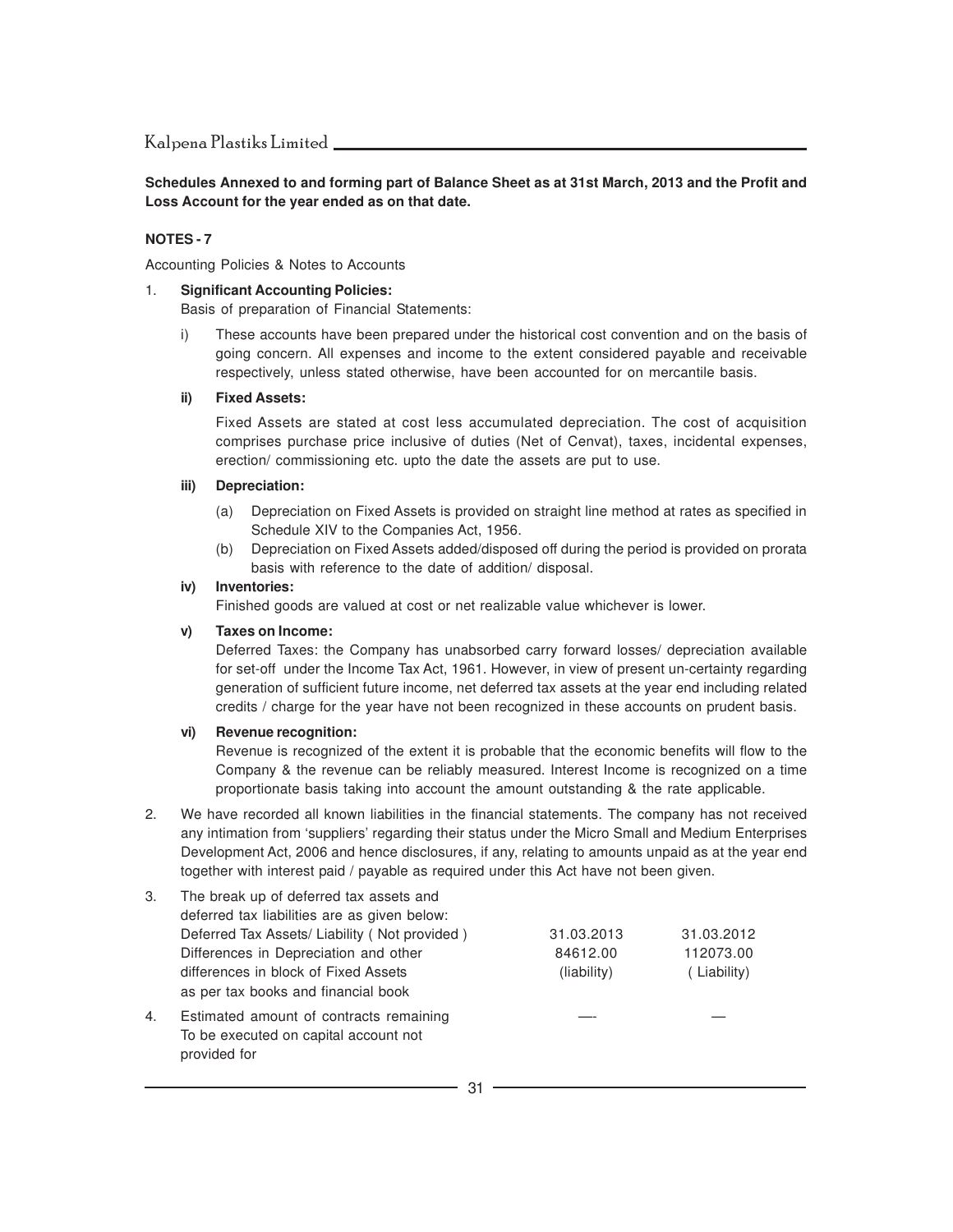**Schedules Annexed to and forming part of Balance Sheet as at 31st March, 2013 and the Profit and Loss Account for the year ended as on that date.**

**NOTES - 7**

Accounting Policies & Notes to Accounts

1. **Significant Accounting Policies:**

   Basis of preparation of Financial Statements:

   i) These accounts have been prepared under the historical cost convention and on the basis of going concern. All expenses and income to the extent considered payable and receivable respectively, unless stated otherwise, have been accounted for on mercantile basis.

   **ii) Fixed Assets:**

   Fixed Assets are stated at cost less accumulated depreciation. The cost of acquisition comprises purchase price inclusive of duties (Net of Cenvat), taxes, incidental expenses, erection/ commissioning etc. upto the date the assets are put to use.

   **iii) Depreciation:**

   (a) Depreciation on Fixed Assets is provided on straight line method at rates as specified in Schedule XIV to the Companies Act, 1956.

   (b) Depreciation on Fixed Assets added/disposed off during the period is provided on prorata basis with reference to the date of addition/ disposal.

   **iv) Inventories:**

   Finished goods are valued at cost or net realizable value whichever is lower.

   **v) Taxes on Income:**

   Deferred Taxes: the Company has unabsorbed carry forward losses/ depreciation available for set-off under the Income Tax Act, 1961. However, in view of present un-certainty regarding generation of sufficient future income, net deferred tax assets at the year end including related credits / charge for the year have not been recognized in these accounts on prudent basis.

   **vi) Revenue recognition:**

   Revenue is recognized of the extent it is probable that the economic benefits will flow to the Company & the revenue can be reliably measured. Interest Income is recognized on a time proportionate basis taking into account the amount outstanding & the rate applicable.

2. We have recorded all known liabilities in the financial statements. The company has not received any intimation from 'suppliers' regarding their status under the Micro Small and Medium Enterprises Development Act, 2006 and hence disclosures, if any, relating to amounts unpaid as at the year end together with interest paid / payable as required under this Act have not been given.

3. The break up of deferred tax assets and deferred tax liabilities are as given below:

| Deferred Tax Assets/ Liability ( Not provided ) | 31.03.2013 | 31.03.2012 |
|---|---|---|
| Differences in Depreciation and other differences in block of Fixed Assets as per tax books and financial book | 84612.00 (liability) | 112073.00 ( Liability) |

4. Estimated amount of contracts remaining To be executed on capital account not provided for — —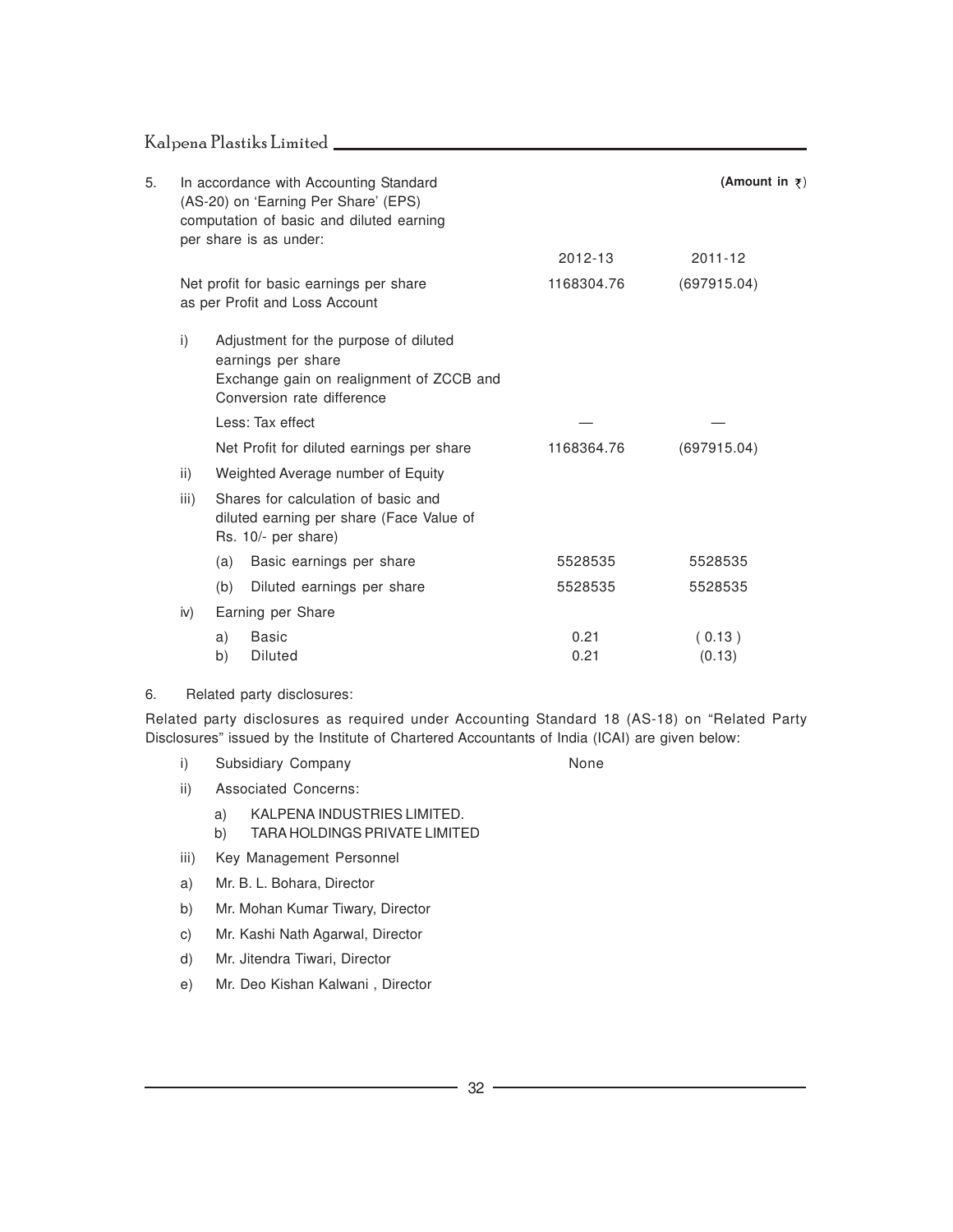5. In accordance with Accounting Standard (AS-20) on 'Earning Per Share' (EPS) computation of basic and diluted earning per share is as under:

**(Amount in ₹)**

| | | 2012-13 | 2011-12 |
|---|---|---|---|
| | Net profit for basic earnings per share as per Profit and Loss Account | 1168304.76 | (697915.04) |
| i) | Adjustment for the purpose of diluted earnings per share Exchange gain on realignment of ZCCB and Conversion rate difference | | |
| | Less: Tax effect | — | — |
| | Net Profit for diluted earnings per share | 1168364.76 | (697915.04) |
| ii) | Weighted Average number of Equity | | |
| iii) | Shares for calculation of basic and diluted earning per share (Face Value of Rs. 10/- per share) | | |
| | (a) Basic earnings per share | 5528535 | 5528535 |
| | (b) Diluted earnings per share | 5528535 | 5528535 |
| iv) | Earning per Share | | |
| | a) Basic | 0.21 | ( 0.13 ) |
| | b) Diluted | 0.21 | (0.13) |

6. Related party disclosures:

Related party disclosures as required under Accounting Standard 18 (AS-18) on "Related Party Disclosures" issued by the Institute of Chartered Accountants of India (ICAI) are given below:

i) Subsidiary Company — None

ii) Associated Concerns:

   a) KALPENA INDUSTRIES LIMITED.
   b) TARA HOLDINGS PRIVATE LIMITED

iii) Key Management Personnel

a) Mr. B. L. Bohara, Director

b) Mr. Mohan Kumar Tiwary, Director

c) Mr. Kashi Nath Agarwal, Director

d) Mr. Jitendra Tiwari, Director

e) Mr. Deo Kishan Kalwani , Director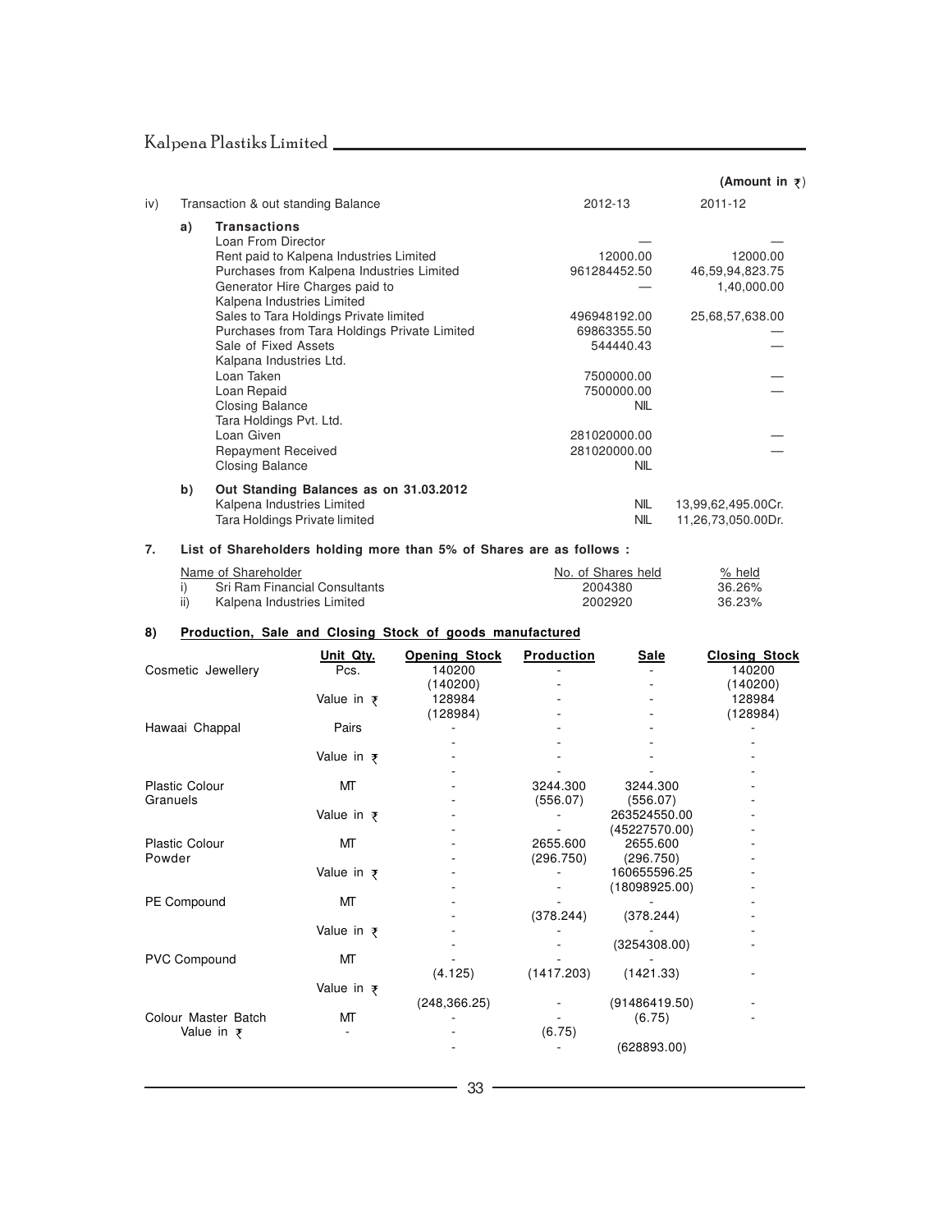(Amount in ₹)

| iv) | Transaction & out standing Balance | 2012-13 | 2011-12 |
|---|---|---|---|
| a) | **Transactions** | | |
| | Loan From Director | — | — |
| | Rent paid to Kalpena Industries Limited | 12000.00 | 12000.00 |
| | Purchases from Kalpena Industries Limited | 961284452.50 | 46,59,94,823.75 |
| | Generator Hire Charges paid to Kalpena Industries Limited | — | 1,40,000.00 |
| | Sales to Tara Holdings Private limited | 496948192.00 | 25,68,57,638.00 |
| | Purchases from Tara Holdings Private Limited | 69863355.50 | — |
| | Sale of Fixed Assets | 544440.43 | — |
| | Kalpena Industries Ltd. | | |
| | Loan Taken | 7500000.00 | — |
| | Loan Repaid | 7500000.00 | — |
| | Closing Balance | NIL | |
| | Tara Holdings Pvt. Ltd. | | |
| | Loan Given | 281020000.00 | — |
| | Repayment Received | 281020000.00 | — |
| | Closing Balance | NIL | |
| b) | **Out Standing Balances as on 31.03.2012** | | |
| | Kalpena Industries Limited | NIL | 13,99,62,495.00Cr. |
| | Tara Holdings Private limited | NIL | 11,26,73,050.00Dr. |

**7. List of Shareholders holding more than 5% of Shares are as follows :**

| | Name of Shareholder | No. of Shares held | % held |
|---|---|---|---|
| i) | Sri Ram Financial Consultants | 2004380 | 36.26% |
| ii) | Kalpena Industries Limited | 2002920 | 36.23% |

**8) Production, Sale and Closing Stock of goods manufactured**

| | Unit Qty. | Opening Stock | Production | Sale | Closing Stock |
|---|---|---|---|---|---|
| Cosmetic Jewellery | Pcs. | 140200 | - | - | 140200 |
| | | (140200) | - | - | (140200) |
| | Value in ₹ | 128984 | - | - | 128984 |
| | | (128984) | - | - | (128984) |
| Hawaai Chappal | Pairs | - | - | - | - |
| | | - | - | - | - |
| | Value in ₹ | - | - | - | - |
| | | - | - | - | - |
| Plastic Colour Granuels | MT | - | 3244.300 | 3244.300 | - |
| | | - | (556.07) | (556.07) | - |
| | Value in ₹ | - | - | 263524550.00 | - |
| | | - | - | (45227570.00) | - |
| Plastic Colour Powder | MT | - | 2655.600 | 2655.600 | - |
| | | - | (296.750) | (296.750) | - |
| | Value in ₹ | - | - | 160655596.25 | - |
| | | - | - | (18098925.00) | - |
| PE Compound | MT | - | - | - | - |
| | | - | (378.244) | (378.244) | - |
| | Value in ₹ | - | - | - | - |
| | | - | - | (3254308.00) | - |
| PVC Compound | MT | - | - | - | |
| | | (4.125) | (1417.203) | (1421.33) | - |
| | Value in ₹ | | | | |
| | | (248,366.25) | - | (91486419.50) | - |
| Colour Master Batch | MT | - | - | (6.75) | - |
| Value in ₹ | - | - | (6.75) | | |
| | | - | - | (628893.00) | |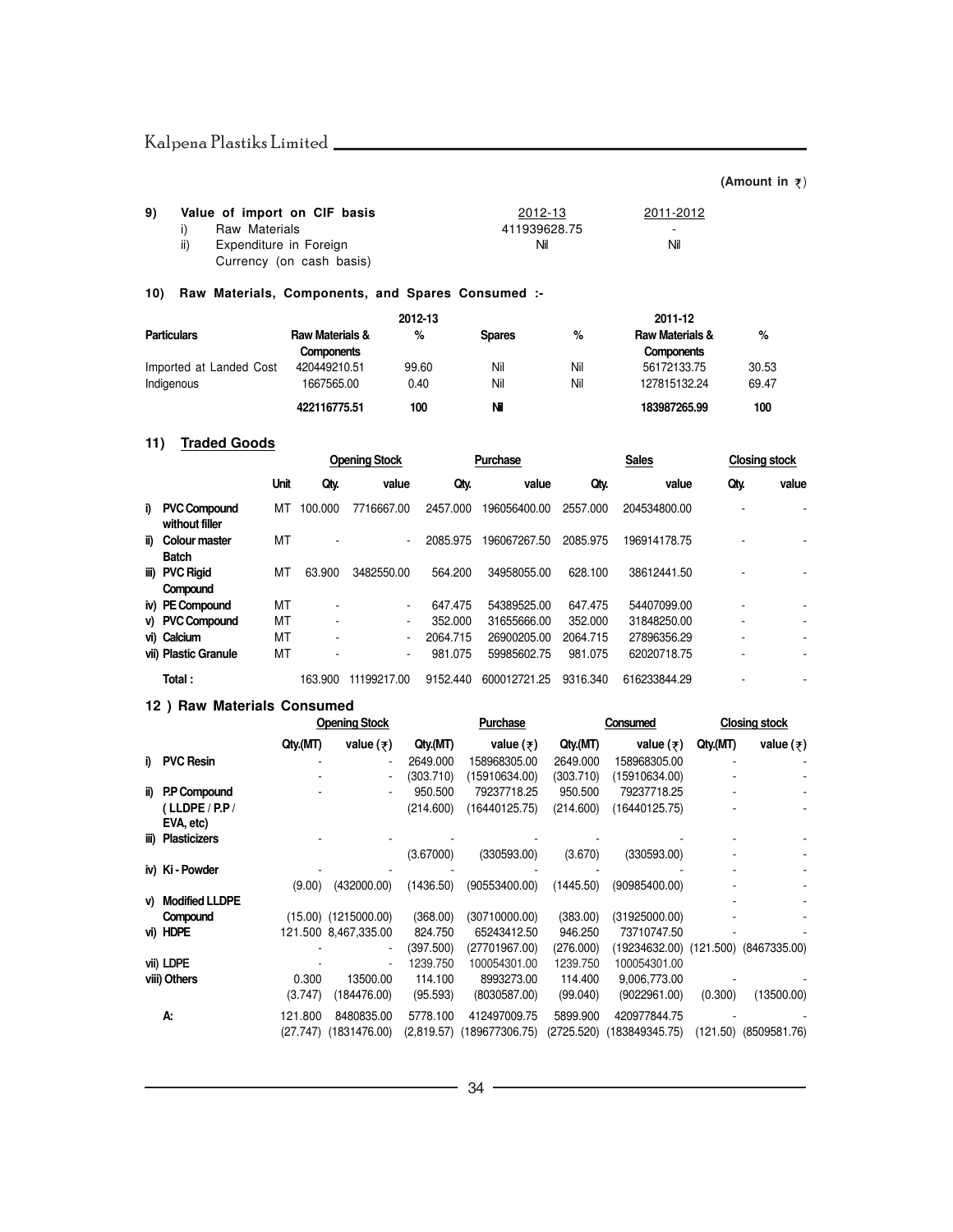(Amount in ₹)

**9) Value of import on CIF basis**

| | | 2012-13 | 2011-2012 |
|---|---|---|---|
| i) | Raw Materials | 411939628.75 | - |
| ii) | Expenditure in Foreign Currency (on cash basis) | Nil | Nil |

**10) Raw Materials, Components, and Spares Consumed :-**

| | 2012-13 | | | | 2011-12 | |
|---|---|---|---|---|---|---|
| **Particulars** | **Raw Materials & Components** | **%** | **Spares** | **%** | **Raw Materials & Components** | **%** |
| Imported at Landed Cost | 420449210.51 | 99.60 | Nil | Nil | 56172133.75 | 30.53 |
| Indigenous | 1667565.00 | 0.40 | Nil | Nil | 127815132.24 | 69.47 |
| | **422116775.51** | **100** | **Nil** | | **183987265.99** | **100** |

**11) Traded Goods**

| | | Opening Stock | | Purchase | | Sales | | Closing stock | |
|---|---|---|---|---|---|---|---|---|---|
| | **Unit** | **Qty.** | **value** | **Qty.** | **value** | **Qty.** | **value** | **Qty.** | **value** |
| i) **PVC Compound without filler** | MT | 100.000 | 7716667.00 | 2457.000 | 196056400.00 | 2557.000 | 204534800.00 | - | - |
| ii) **Colour master Batch** | MT | - | - | 2085.975 | 196067267.50 | 2085.975 | 196914178.75 | - | - |
| iii) **PVC Rigid Compound** | MT | 63.900 | 3482550.00 | 564.200 | 34958055.00 | 628.100 | 38612441.50 | - | - |
| iv) **PE Compound** | MT | - | - | 647.475 | 54389525.00 | 647.475 | 54407099.00 | - | - |
| v) **PVC Compound** | MT | - | - | 352.000 | 31655666.00 | 352.000 | 31848250.00 | - | - |
| vi) **Calcium** | MT | - | - | 2064.715 | 26900205.00 | 2064.715 | 27896356.29 | - | - |
| vii) **Plastic Granule** | MT | - | - | 981.075 | 59985602.75 | 981.075 | 62020718.75 | - | - |
| **Total :** | | 163.900 | 11199217.00 | 9152.440 | 600012721.25 | 9316.340 | 616233844.29 | - | - |

**12 ) Raw Materials Consumed**

| | Opening Stock | | Purchase | | Consumed | | Closing stock | |
|---|---|---|---|---|---|---|---|---|
| | **Qty.(MT)** | **value (₹)** | **Qty.(MT)** | **value (₹)** | **Qty.(MT)** | **value (₹)** | **Qty.(MT)** | **value (₹)** |
| i) **PVC Resin** | - | - | 2649.000 | 158968305.00 | 2649.000 | 158968305.00 | - | - |
| | - | - | (303.710) | (15910634.00) | (303.710) | (15910634.00) | - | - |
| ii) **P.P Compound** | - | - | 950.500 | 79237718.25 | 950.500 | 79237718.25 | - | - |
| **( LLDPE / P.P / EVA, etc)** | | | (214.600) | (16440125.75) | (214.600) | (16440125.75) | - | - |
| iii) **Plasticizers** | - | - | - | - | - | - | - | - |
| | | | (3.67000) | (330593.00) | (3.670) | (330593.00) | - | - |
| iv) **Ki - Powder** | - | - | - | - | - | - | - | - |
| | (9.00) | (432000.00) | (1436.50) | (90553400.00) | (1445.50) | (90985400.00) | - | - |
| v) **Modified LLDPE Compound** | (15.00) | (1215000.00) | (368.00) | (30710000.00) | (383.00) | (31925000.00) | - | - |
| vi) **HDPE** | 121.500 | 8,467,335.00 | 824.750 | 65243412.50 | 946.250 | 73710747.50 | - | - |
| | - | - | (397.500) | (27701967.00) | (276.000) | (19234632.00) | (121.500) | (8467335.00) |
| vii) **LDPE** | - | - | 1239.750 | 100054301.00 | 1239.750 | 100054301.00 | | |
| viii) **Others** | 0.300 | 13500.00 | 114.100 | 8993273.00 | 114.400 | 9,006,773.00 | - | - |
| | (3.747) | (184476.00) | (95.593) | (8030587.00) | (99.040) | (9022961.00) | (0.300) | (13500.00) |
| **A:** | 121.800 | 8480835.00 | 5778.100 | 412497009.75 | 5899.900 | 420977844.75 | - | - |
| | (27.747) | (1831476.00) | (2,819.57) | (189677306.75) | (2725.520) | (183849345.75) | (121.50) | (8509581.76) |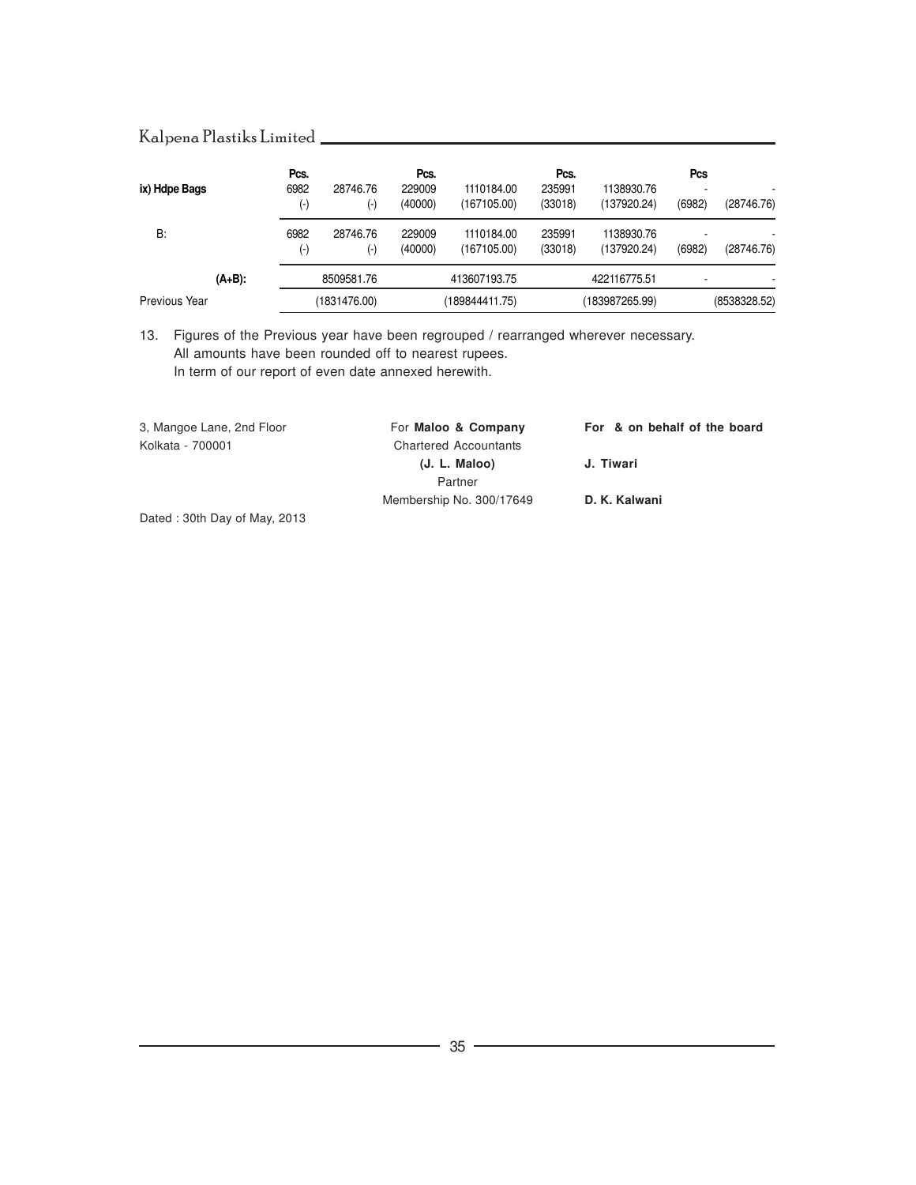| | Pcs. | | Pcs. | | Pcs. | | Pcs | |
|---|---|---|---|---|---|---|---|---|
| ix) Hdpe Bags | 6982 | 28746.76 | 229009 | 1110184.00 | 235991 | 1138930.76 | - | - |
| | (-) | (-) | (40000) | (167105.00) | (33018) | (137920.24) | (6982) | (28746.76) |
| B: | 6982 | 28746.76 | 229009 | 1110184.00 | 235991 | 1138930.76 | - | - |
| | (-) | (-) | (40000) | (167105.00) | (33018) | (137920.24) | (6982) | (28746.76) |
| (A+B): | | 8509581.76 | | 413607193.75 | | 422116775.51 | - | - |
| Previous Year | | (1831476.00) | | (189844411.75) | | (183987265.99) | | (8538328.52) |

13. Figures of the Previous year have been regrouped / rearranged wherever necessary.
All amounts have been rounded off to nearest rupees.
In term of our report of even date annexed herewith.

3, Mangoe Lane, 2nd Floor
Kolkata - 700001

For **Maloo & Company**
Chartered Accountants
**(J. L. Maloo)**
Partner
Membership No. 300/17649

**For & on behalf of the board**

**J. Tiwari**

**D. K. Kalwani**

Dated : 30th Day of May, 2013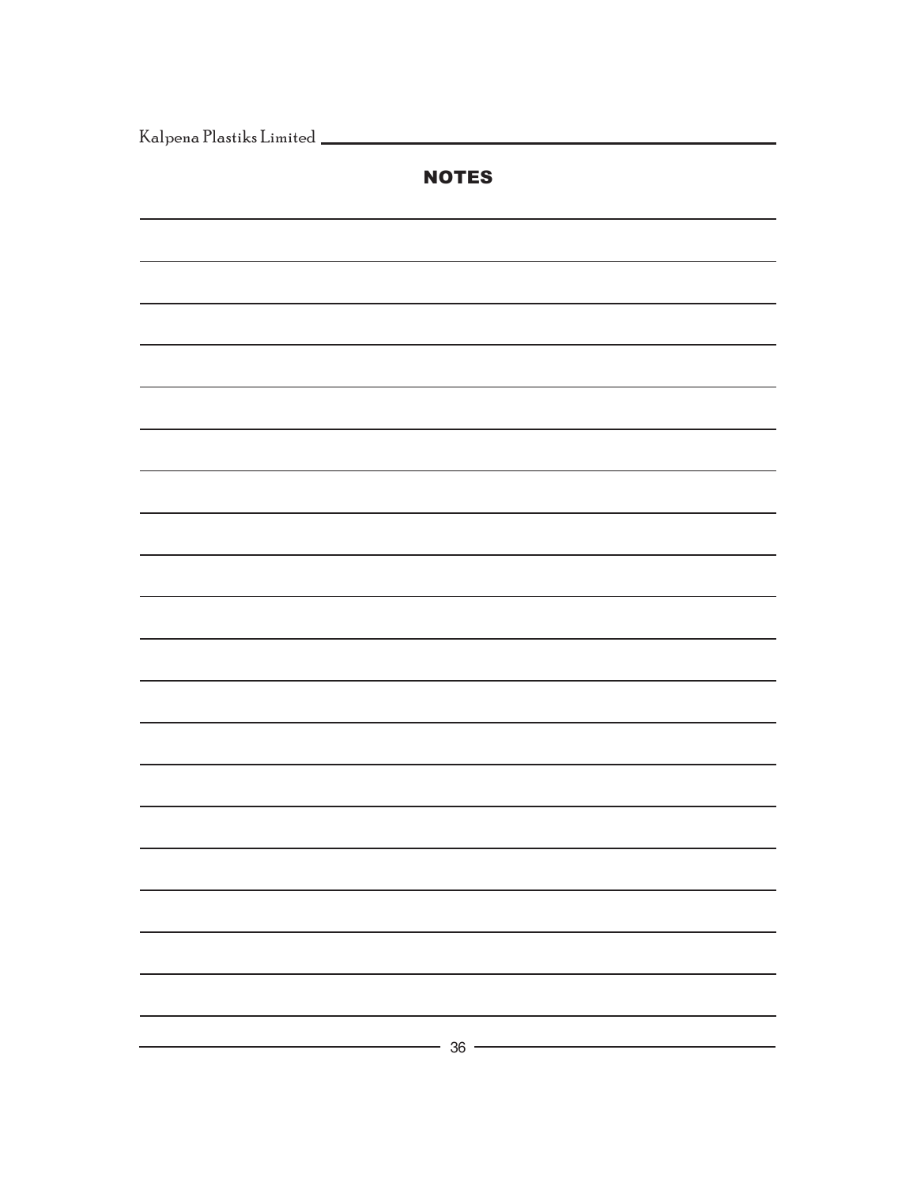# NOTES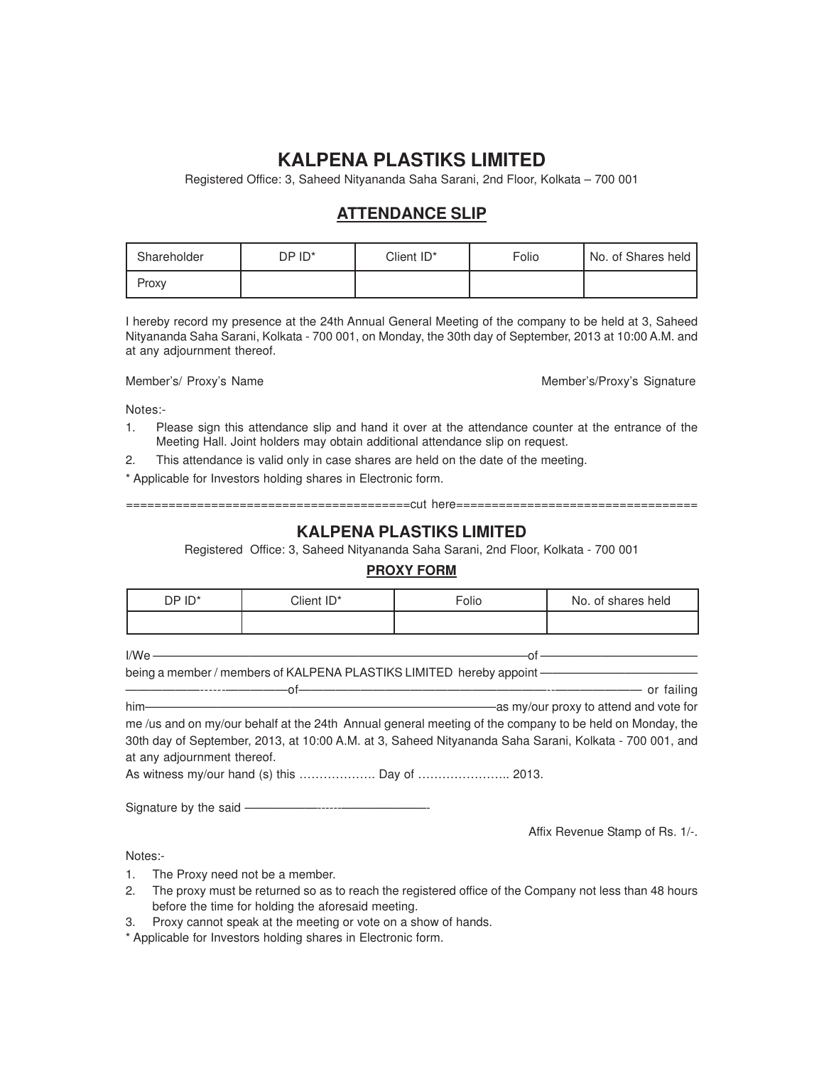# KALPENA PLASTIKS LIMITED

Registered Office: 3, Saheed Nityananda Saha Sarani, 2nd Floor, Kolkata – 700 001

## ATTENDANCE SLIP

| Shareholder | DP ID* | Client ID* | Folio | No. of Shares held |
|---|---|---|---|---|
| Proxy | | | | |

I hereby record my presence at the 24th Annual General Meeting of the company to be held at 3, Saheed Nityananda Saha Sarani, Kolkata - 700 001, on Monday, the 30th day of September, 2013 at 10:00 A.M. and at any adjournment thereof.

Member's/ Proxy's Name                                                                 Member's/Proxy's Signature

Notes:-

1. Please sign this attendance slip and hand it over at the attendance counter at the entrance of the Meeting Hall. Joint holders may obtain additional attendance slip on request.
2. This attendance is valid only in case shares are held on the date of the meeting.

* Applicable for Investors holding shares in Electronic form.

=======================================cut here==================================

# KALPENA PLASTIKS LIMITED

Registered Office: 3, Saheed Nityananda Saha Sarani, 2nd Floor, Kolkata - 700 001

## PROXY FORM

| DP ID* | Client ID* | Folio | No. of shares held |
|---|---|---|---|
| | | | |

I/We ——————————————————————————of ————————————
being a member / members of KALPENA PLASTIKS LIMITED hereby appoint ————————————
——————————————of—————————————————————————————— or failing him——————————————————————————as my/our proxy to attend and vote for me /us and on my/our behalf at the 24th Annual general meeting of the company to be held on Monday, the 30th day of September, 2013, at 10:00 A.M. at 3, Saheed Nityananda Saha Sarani, Kolkata - 700 001, and at any adjournment thereof.

As witness my/our hand (s) this ………………. Day of ………………….. 2013.

Signature by the said ——————————————-

Affix Revenue Stamp of Rs. 1/-.

Notes:-

1. The Proxy need not be a member.
2. The proxy must be returned so as to reach the registered office of the Company not less than 48 hours before the time for holding the aforesaid meeting.
3. Proxy cannot speak at the meeting or vote on a show of hands.

* Applicable for Investors holding shares in Electronic form.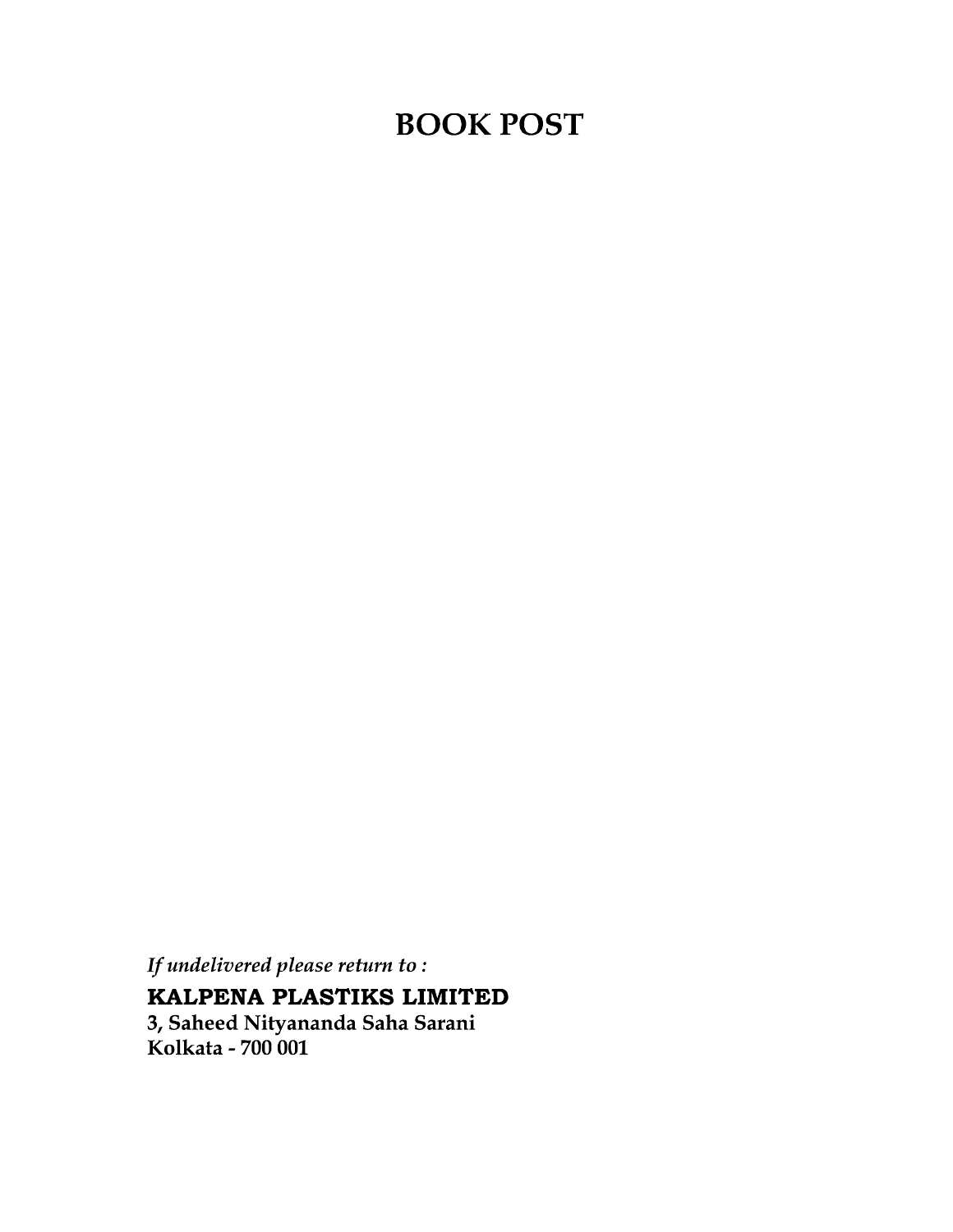# BOOK POST

*If undelivered please return to :*

**KALPENA PLASTIKS LIMITED**
**3, Saheed Nityananda Saha Sarani**
**Kolkata - 700 001**